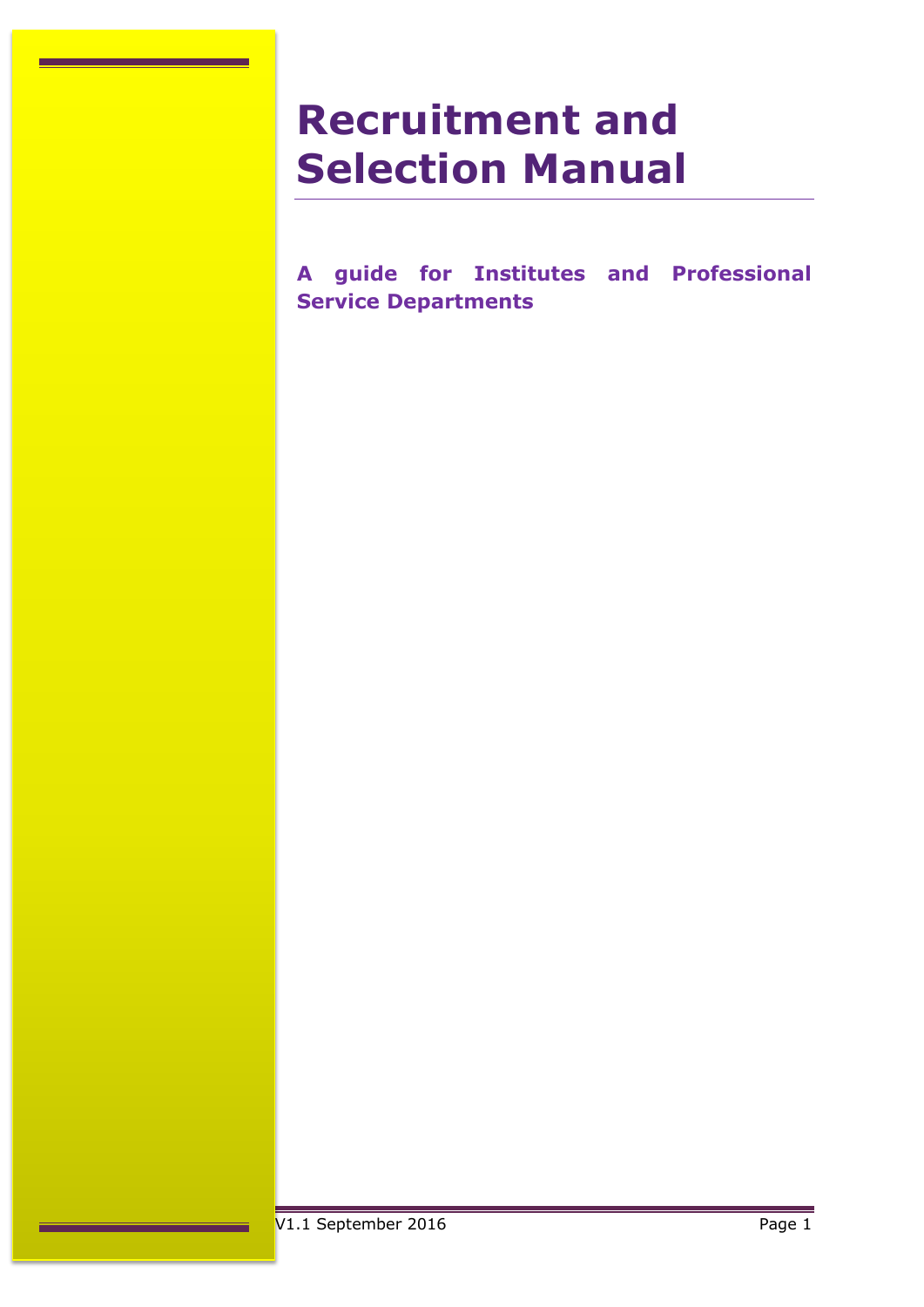# Recruitment and Selection Manual

**A guide for Institutes and Professional Service Departments**

V1.1 September 2016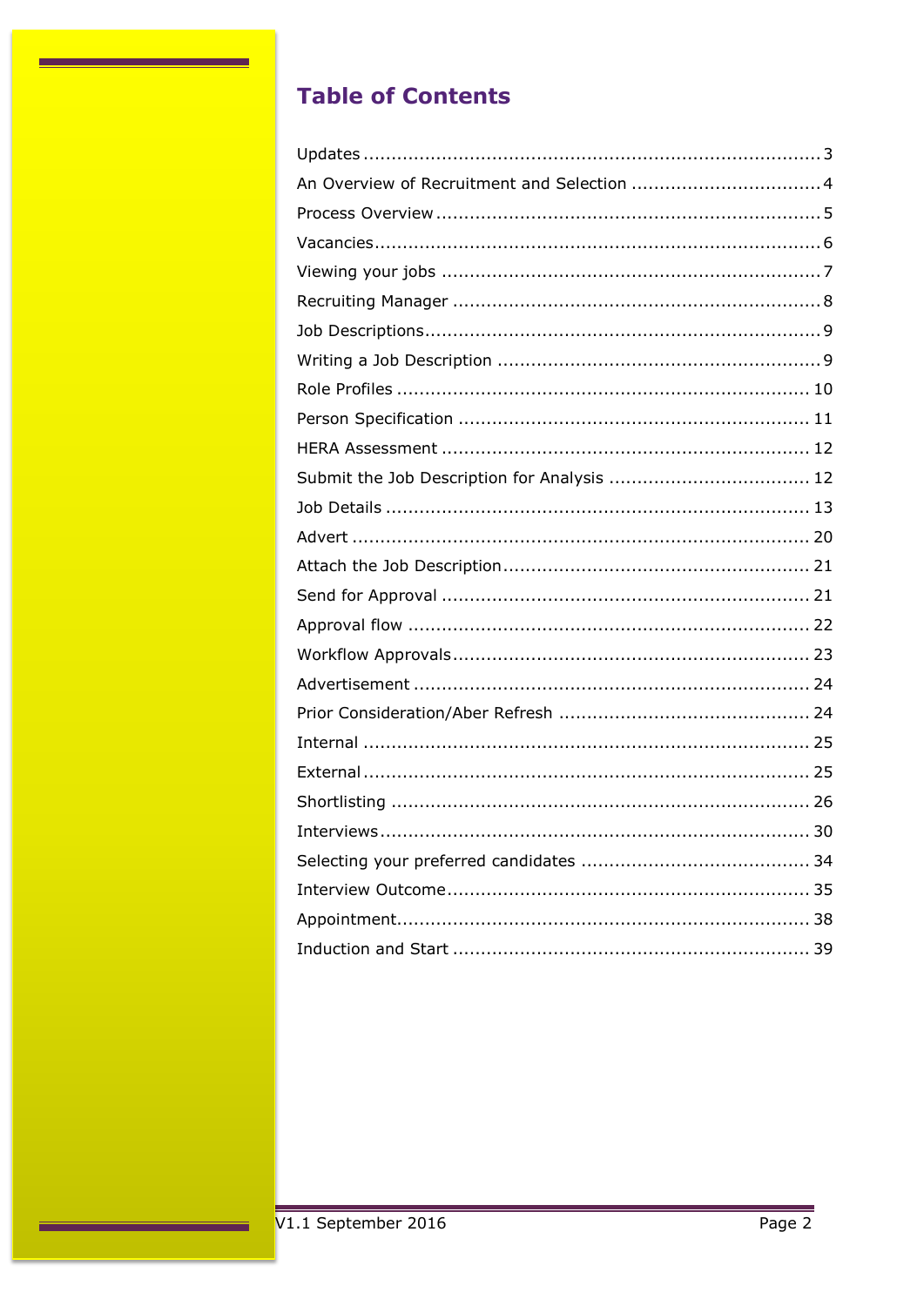# Table of Contents

Updates ........................................................................... 3
An Overview of Recruitment and Selection ................................. 4
Process Overview ............................................................... 5
Vacancies.......................................................................... 6
Viewing your jobs ............................................................... 7
Recruiting Manager ............................................................. 8
Job Descriptions.................................................................. 9
Writing a Job Description ..................................................... 9
Role Profiles ..................................................................... 10
Person Specification ........................................................... 11
HERA Assessment ............................................................... 12
Submit the Job Description for Analysis .................................. 12
Job Details ........................................................................ 13
Advert .............................................................................. 20
Attach the Job Description.................................................... 21
Send for Approval ............................................................... 21
Approval flow ..................................................................... 22
Workflow Approvals............................................................. 23
Advertisement .................................................................... 24
Prior Consideration/Aber Refresh ........................................... 24
Internal ............................................................................. 25
External............................................................................. 25
Shortlisting ........................................................................ 26
Interviews.......................................................................... 30
Selecting your preferred candidates ....................................... 34
Interview Outcome.............................................................. 35
Appointment....................................................................... 38
Induction and Start ............................................................. 39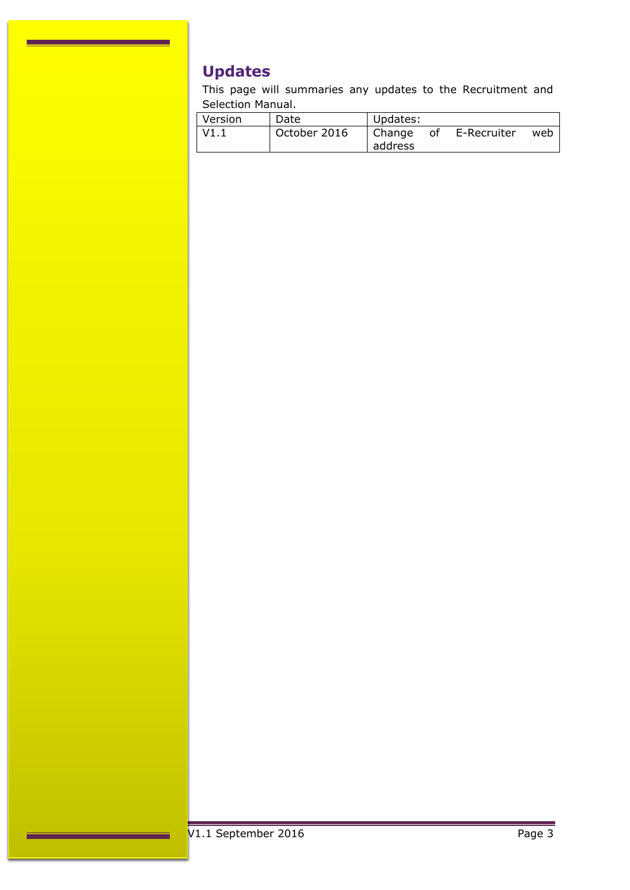## Updates

This page will summaries any updates to the Recruitment and Selection Manual.

| Version | Date | Updates: |
|---|---|---|
| V1.1 | October 2016 | Change of E-Recruiter web address |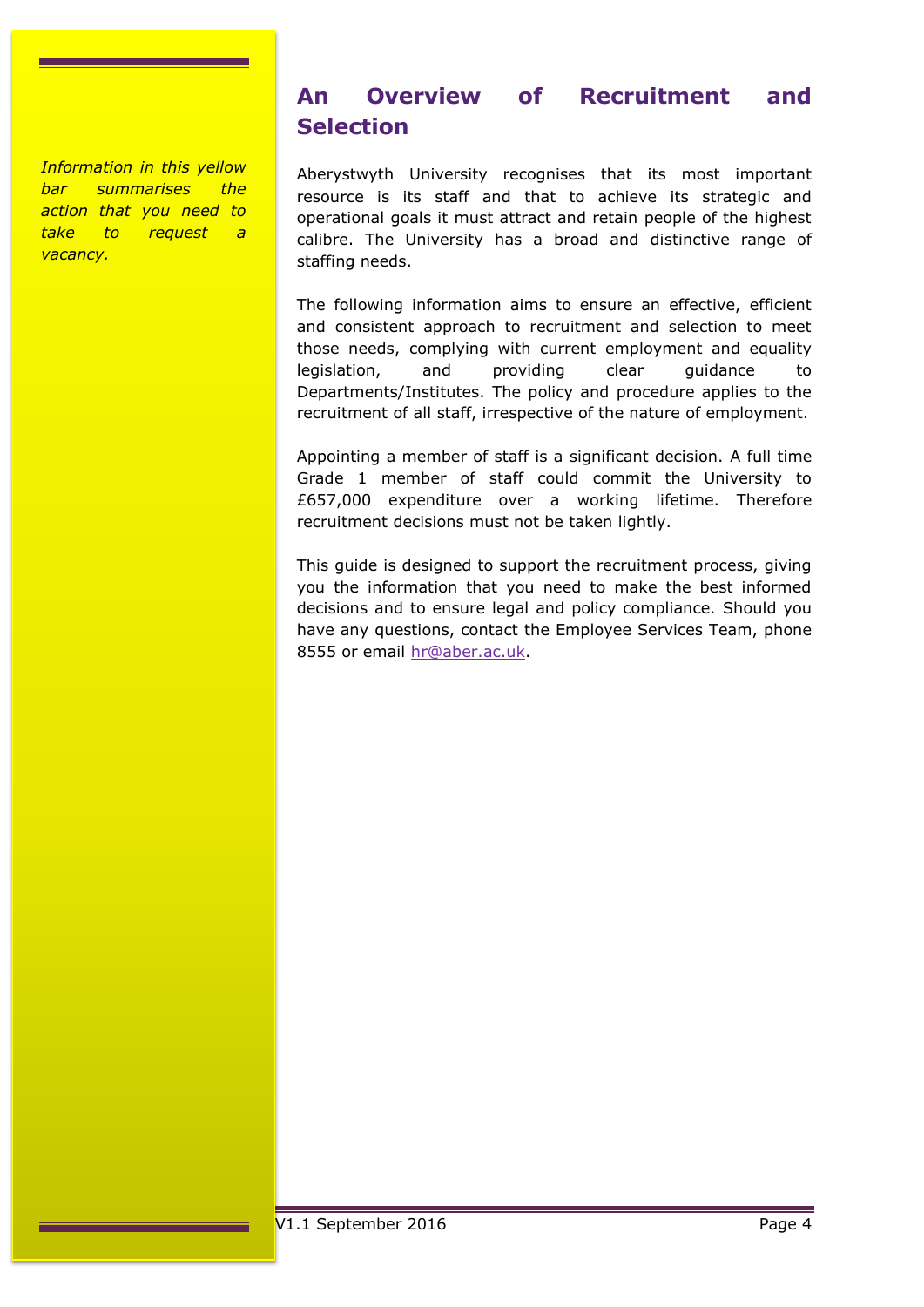*Information in this yellow bar summarises the action that you need to take to request a vacancy.*

## An Overview of Recruitment and Selection

Aberystwyth University recognises that its most important resource is its staff and that to achieve its strategic and operational goals it must attract and retain people of the highest calibre. The University has a broad and distinctive range of staffing needs.

The following information aims to ensure an effective, efficient and consistent approach to recruitment and selection to meet those needs, complying with current employment and equality legislation, and providing clear guidance to Departments/Institutes. The policy and procedure applies to the recruitment of all staff, irrespective of the nature of employment.

Appointing a member of staff is a significant decision. A full time Grade 1 member of staff could commit the University to £657,000 expenditure over a working lifetime. Therefore recruitment decisions must not be taken lightly.

This guide is designed to support the recruitment process, giving you the information that you need to make the best informed decisions and to ensure legal and policy compliance. Should you have any questions, contact the Employee Services Team, phone 8555 or email hr@aber.ac.uk.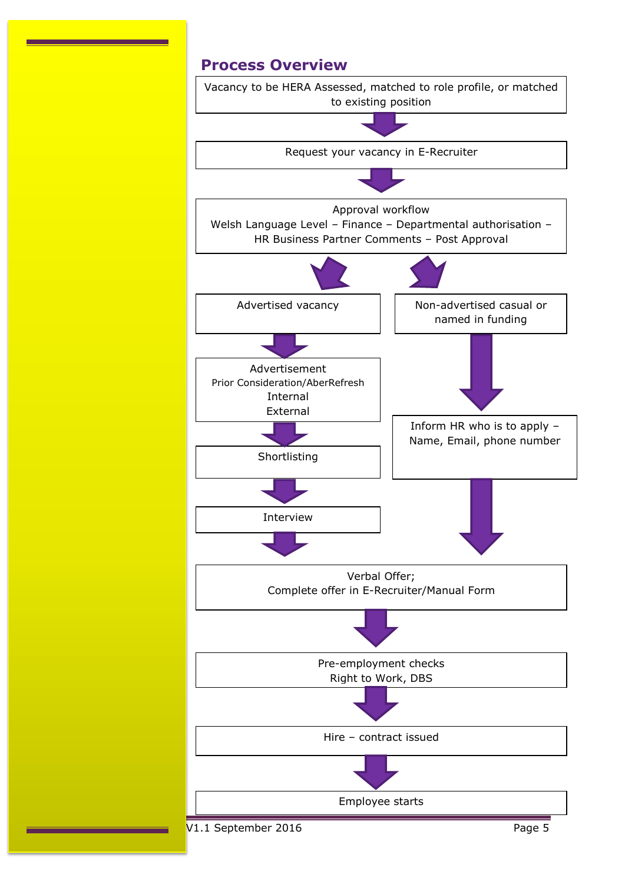## Process Overview

Vacancy to be HERA Assessed, matched to role profile, or matched to existing position

↓

Request your vacancy in E-Recruiter

↓

Approval workflow
Welsh Language Level – Finance – Departmental authorisation – HR Business Partner Comments – Post Approval

↓

**Advertised vacancy**

↓

Advertisement
Prior Consideration/AberRefresh
Internal
External

↓

Shortlisting

↓

Interview

↓

**Non-advertised casual or named in funding**

↓

Inform HR who is to apply – Name, Email, phone number

↓

Verbal Offer;
Complete offer in E-Recruiter/Manual Form

↓

Pre-employment checks
Right to Work, DBS

↓

Hire – contract issued

↓

Employee starts

V1.1 September 2016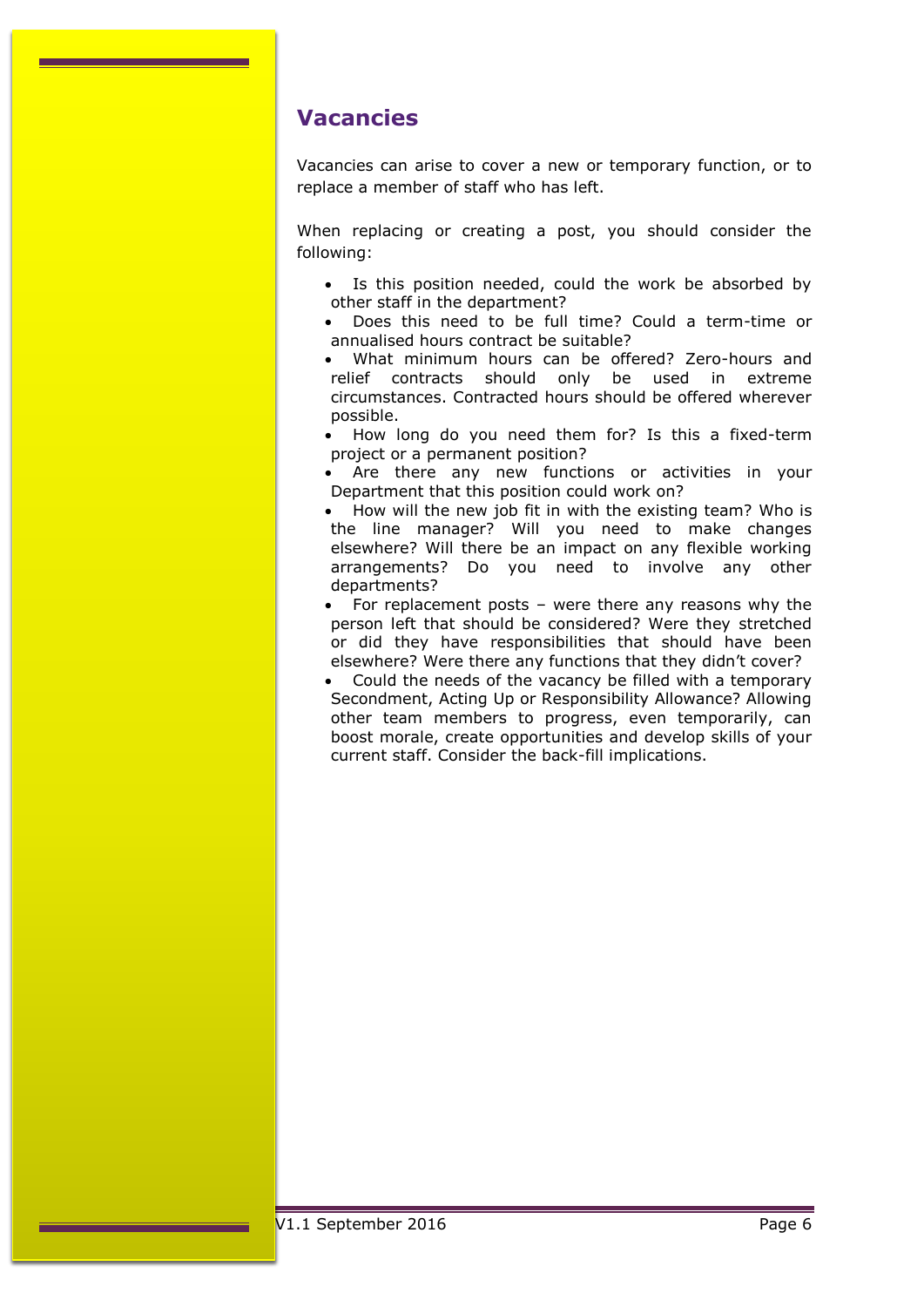## Vacancies

Vacancies can arise to cover a new or temporary function, or to replace a member of staff who has left.

When replacing or creating a post, you should consider the following:

- Is this position needed, could the work be absorbed by other staff in the department?
- Does this need to be full time? Could a term-time or annualised hours contract be suitable?
- What minimum hours can be offered? Zero-hours and relief contracts should only be used in extreme circumstances. Contracted hours should be offered wherever possible.
- How long do you need them for? Is this a fixed-term project or a permanent position?
- Are there any new functions or activities in your Department that this position could work on?
- How will the new job fit in with the existing team? Who is the line manager? Will you need to make changes elsewhere? Will there be an impact on any flexible working arrangements? Do you need to involve any other departments?
- For replacement posts – were there any reasons why the person left that should be considered? Were they stretched or did they have responsibilities that should have been elsewhere? Were there any functions that they didn't cover?
- Could the needs of the vacancy be filled with a temporary Secondment, Acting Up or Responsibility Allowance? Allowing other team members to progress, even temporarily, can boost morale, create opportunities and develop skills of your current staff. Consider the back-fill implications.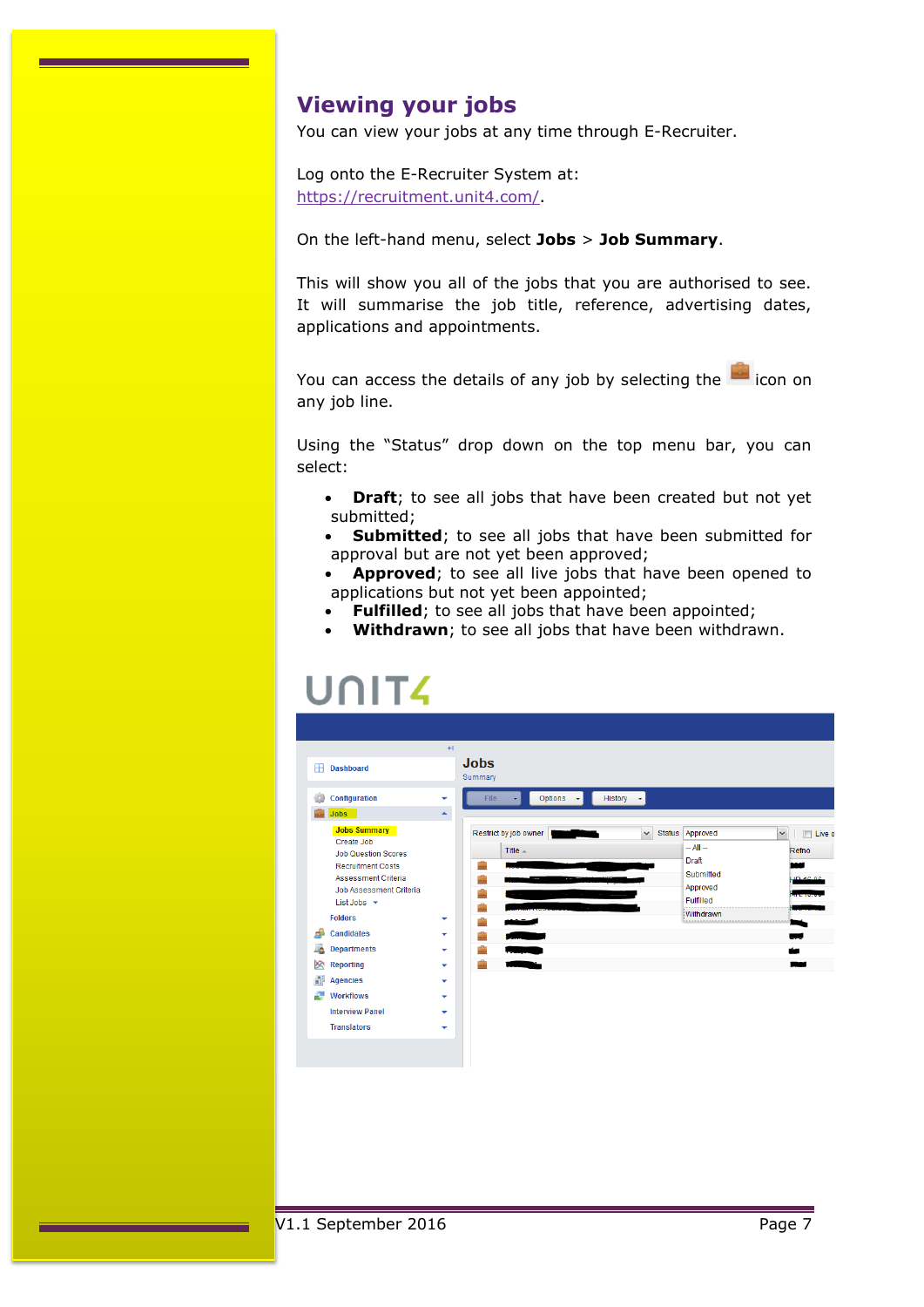# Viewing your jobs

You can view your jobs at any time through E-Recruiter.

Log onto the E-Recruiter System at: https://recruitment.unit4.com/.

On the left-hand menu, select **Jobs** > **Job Summary**.

This will show you all of the jobs that you are authorised to see. It will summarise the job title, reference, advertising dates, applications and appointments.

You can access the details of any job by selecting the icon on any job line.

Using the "Status" drop down on the top menu bar, you can select:

- **Draft**; to see all jobs that have been created but not yet submitted;
- **Submitted**; to see all jobs that have been submitted for approval but are not yet been approved;
- **Approved**; to see all live jobs that have been opened to applications but not yet been appointed;
- **Fulfilled**; to see all jobs that have been appointed;
- **Withdrawn**; to see all jobs that have been withdrawn.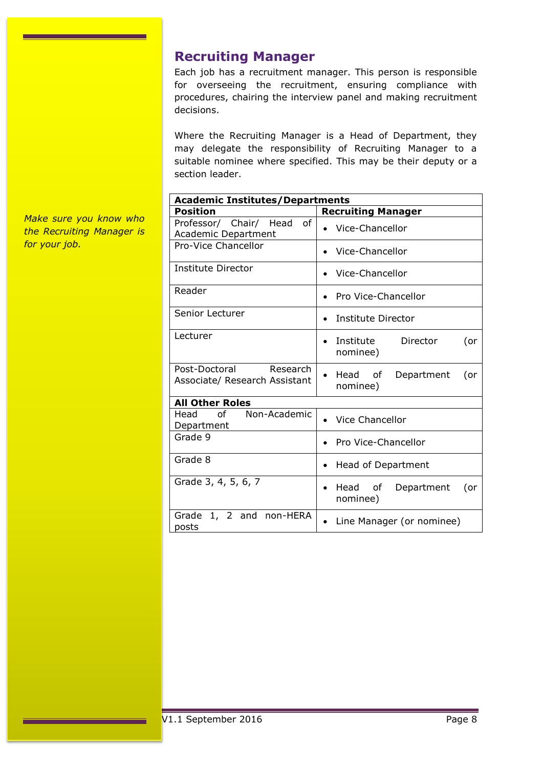## Recruiting Manager

Each job has a recruitment manager. This person is responsible for overseeing the recruitment, ensuring compliance with procedures, chairing the interview panel and making recruitment decisions.

Where the Recruiting Manager is a Head of Department, they may delegate the responsibility of Recruiting Manager to a suitable nominee where specified. This may be their deputy or a section leader.

*Make sure you know who the Recruiting Manager is for your job.*

| **Academic Institutes/Departments** | |
|---|---|
| **Position** | **Recruiting Manager** |
| Professor/ Chair/ Head of Academic Department | • Vice-Chancellor |
| Pro-Vice Chancellor | • Vice-Chancellor |
| Institute Director | • Vice-Chancellor |
| Reader | • Pro Vice-Chancellor |
| Senior Lecturer | • Institute Director |
| Lecturer | • Institute Director (or nominee) |
| Post-Doctoral Research Associate/ Research Assistant | • Head of Department (or nominee) |
| **All Other Roles** | |
| Head of Non-Academic Department | • Vice Chancellor |
| Grade 9 | • Pro Vice-Chancellor |
| Grade 8 | • Head of Department |
| Grade 3, 4, 5, 6, 7 | • Head of Department (or nominee) |
| Grade 1, 2 and non-HERA posts | • Line Manager (or nominee) |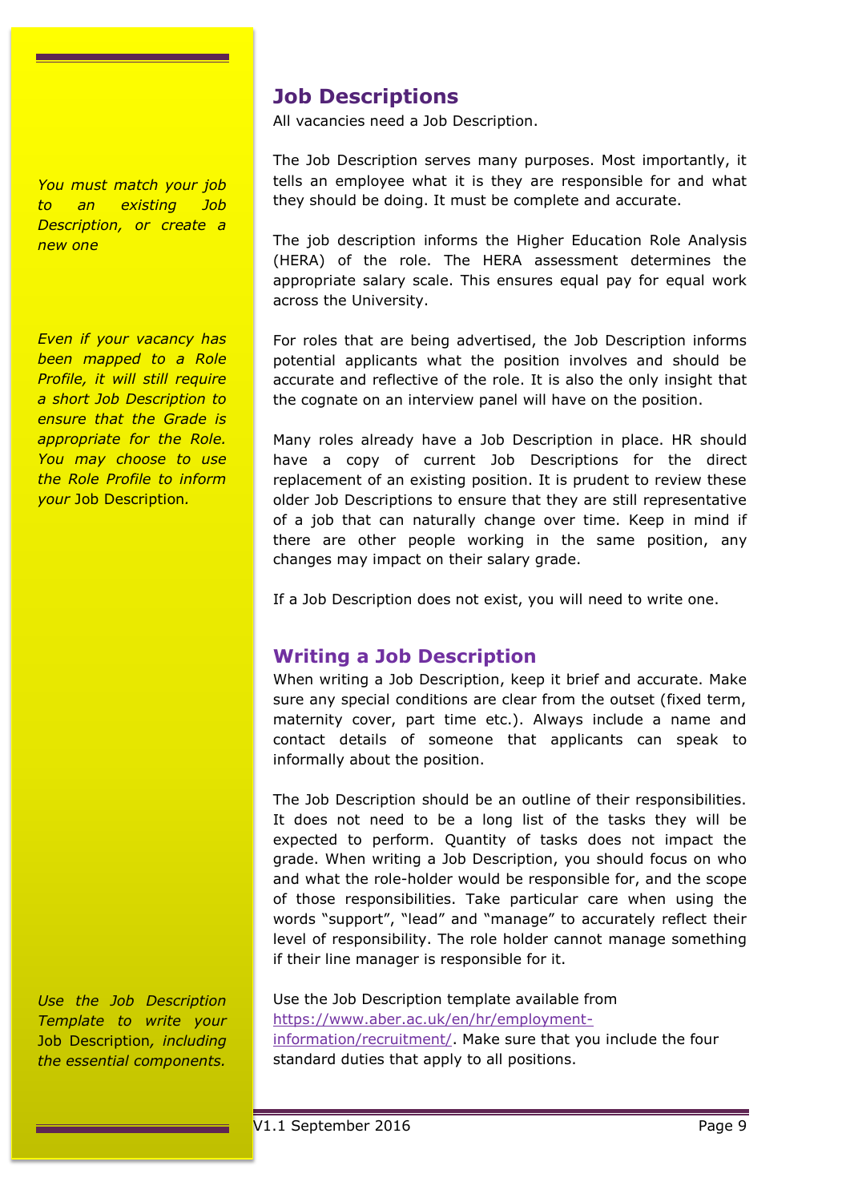## Job Descriptions

All vacancies need a Job Description.

*You must match your job to an existing Job Description, or create a new one*

The Job Description serves many purposes. Most importantly, it tells an employee what it is they are responsible for and what they should be doing. It must be complete and accurate.

The job description informs the Higher Education Role Analysis (HERA) of the role. The HERA assessment determines the appropriate salary scale. This ensures equal pay for equal work across the University.

*Even if your vacancy has been mapped to a Role Profile, it will still require a short Job Description to ensure that the Grade is appropriate for the Role. You may choose to use the Role Profile to inform your* Job Description.

For roles that are being advertised, the Job Description informs potential applicants what the position involves and should be accurate and reflective of the role. It is also the only insight that the cognate on an interview panel will have on the position.

Many roles already have a Job Description in place. HR should have a copy of current Job Descriptions for the direct replacement of an existing position. It is prudent to review these older Job Descriptions to ensure that they are still representative of a job that can naturally change over time. Keep in mind if there are other people working in the same position, any changes may impact on their salary grade.

If a Job Description does not exist, you will need to write one.

### Writing a Job Description

When writing a Job Description, keep it brief and accurate. Make sure any special conditions are clear from the outset (fixed term, maternity cover, part time etc.). Always include a name and contact details of someone that applicants can speak to informally about the position.

The Job Description should be an outline of their responsibilities. It does not need to be a long list of the tasks they will be expected to perform. Quantity of tasks does not impact the grade. When writing a Job Description, you should focus on who and what the role-holder would be responsible for, and the scope of those responsibilities. Take particular care when using the words "support", "lead" and "manage" to accurately reflect their level of responsibility. The role holder cannot manage something if their line manager is responsible for it.

*Use the Job Description Template to write your* Job Description*, including the essential components.*

Use the Job Description template available from [https://www.aber.ac.uk/en/hr/employment-information/recruitment/](https://www.aber.ac.uk/en/hr/employment-information/recruitment/). Make sure that you include the four standard duties that apply to all positions.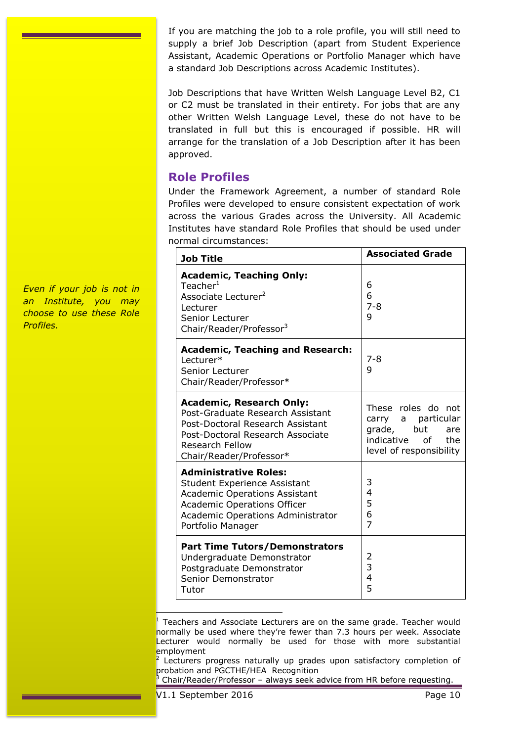If you are matching the job to a role profile, you will still need to supply a brief Job Description (apart from Student Experience Assistant, Academic Operations or Portfolio Manager which have a standard Job Descriptions across Academic Institutes).

Job Descriptions that have Written Welsh Language Level B2, C1 or C2 must be translated in their entirety. For jobs that are any other Written Welsh Language Level, these do not have to be translated in full but this is encouraged if possible. HR will arrange for the translation of a Job Description after it has been approved.

## Role Profiles

Under the Framework Agreement, a number of standard Role Profiles were developed to ensure consistent expectation of work across the various Grades across the University. All Academic Institutes have standard Role Profiles that should be used under normal circumstances:

*Even if your job is not in an Institute, you may choose to use these Role Profiles.*

| Job Title | Associated Grade |
|---|---|
| **Academic, Teaching Only:** | |
| Teacher[1] | 6 |
| Associate Lecturer[2] | 6 |
| Lecturer | 7-8 |
| Senior Lecturer | 9 |
| Chair/Reader/Professor[3] | |
| **Academic, Teaching and Research:** | |
| Lecturer* | 7-8 |
| Senior Lecturer | 9 |
| Chair/Reader/Professor* | |
| **Academic, Research Only:** | These roles do not carry a particular grade, but are indicative of the level of responsibility |
| Post-Graduate Research Assistant | |
| Post-Doctoral Research Assistant | |
| Post-Doctoral Research Associate | |
| Research Fellow | |
| Chair/Reader/Professor* | |
| **Administrative Roles:** | |
| Student Experience Assistant | 3 |
| Academic Operations Assistant | 4 |
| Academic Operations Officer | 5 |
| Academic Operations Administrator | 6 |
| Portfolio Manager | 7 |
| **Part Time Tutors/Demonstrators** | |
| Undergraduate Demonstrator | 2 |
| Postgraduate Demonstrator | 3 |
| Senior Demonstrator | 4 |
| Tutor | 5 |

---

[1] Teachers and Associate Lecturers are on the same grade. Teacher would normally be used where they're fewer than 7.3 hours per week. Associate Lecturer would normally be used for those with more substantial employment

[2] Lecturers progress naturally up grades upon satisfactory completion of probation and PGCTHE/HEA Recognition

[3] Chair/Reader/Professor – always seek advice from HR before requesting.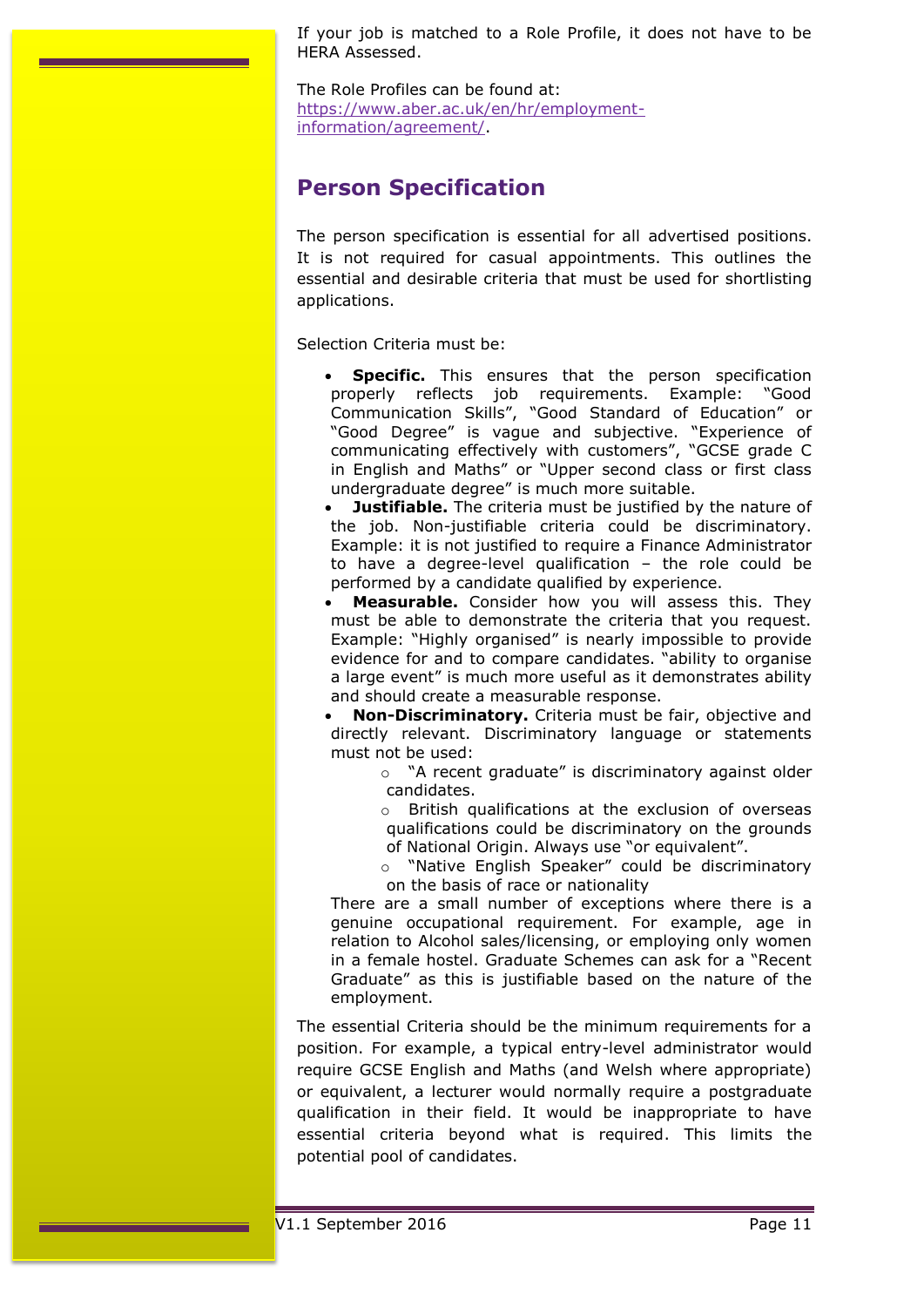If your job is matched to a Role Profile, it does not have to be HERA Assessed.

The Role Profiles can be found at: [https://www.aber.ac.uk/en/hr/employment-information/agreement/](https://www.aber.ac.uk/en/hr/employment-information/agreement/).

## Person Specification

The person specification is essential for all advertised positions. It is not required for casual appointments. This outlines the essential and desirable criteria that must be used for shortlisting applications.

Selection Criteria must be:

- **Specific.** This ensures that the person specification properly reflects job requirements. Example: "Good Communication Skills", "Good Standard of Education" or "Good Degree" is vague and subjective. "Experience of communicating effectively with customers", "GCSE grade C in English and Maths" or "Upper second class or first class undergraduate degree" is much more suitable.
- **Justifiable.** The criteria must be justified by the nature of the job. Non-justifiable criteria could be discriminatory. Example: it is not justified to require a Finance Administrator to have a degree-level qualification – the role could be performed by a candidate qualified by experience.
- **Measurable.** Consider how you will assess this. They must be able to demonstrate the criteria that you request. Example: "Highly organised" is nearly impossible to provide evidence for and to compare candidates. "ability to organise a large event" is much more useful as it demonstrates ability and should create a measurable response.
- **Non-Discriminatory.** Criteria must be fair, objective and directly relevant. Discriminatory language or statements must not be used:
    - "A recent graduate" is discriminatory against older candidates.
    - British qualifications at the exclusion of overseas qualifications could be discriminatory on the grounds of National Origin. Always use "or equivalent".
    - "Native English Speaker" could be discriminatory on the basis of race or nationality

  There are a small number of exceptions where there is a genuine occupational requirement. For example, age in relation to Alcohol sales/licensing, or employing only women in a female hostel. Graduate Schemes can ask for a "Recent Graduate" as this is justifiable based on the nature of the employment.

The essential Criteria should be the minimum requirements for a position. For example, a typical entry-level administrator would require GCSE English and Maths (and Welsh where appropriate) or equivalent, a lecturer would normally require a postgraduate qualification in their field. It would be inappropriate to have essential criteria beyond what is required. This limits the potential pool of candidates.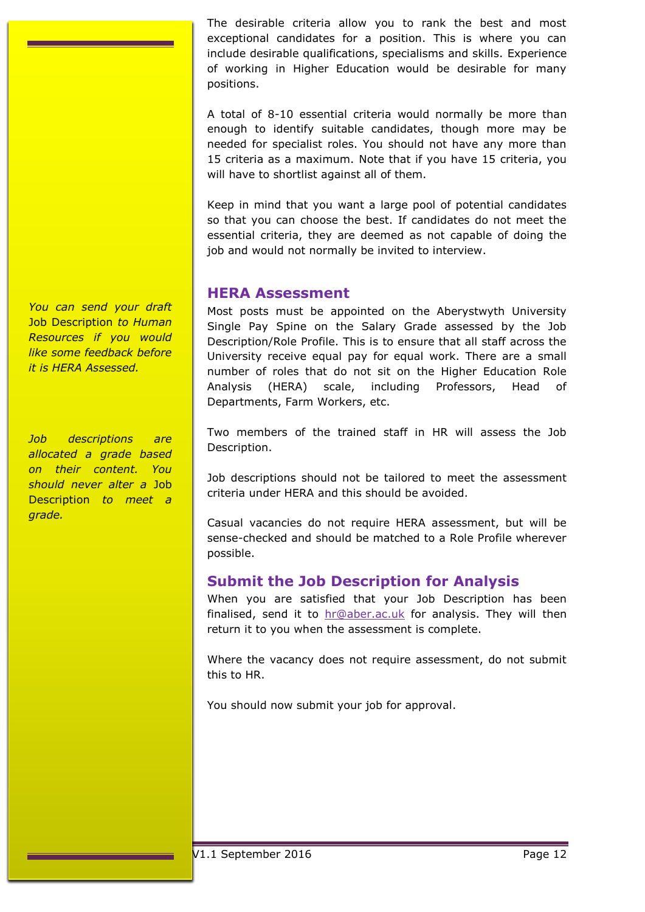The desirable criteria allow you to rank the best and most exceptional candidates for a position. This is where you can include desirable qualifications, specialisms and skills. Experience of working in Higher Education would be desirable for many positions.

A total of 8-10 essential criteria would normally be more than enough to identify suitable candidates, though more may be needed for specialist roles. You should not have any more than 15 criteria as a maximum. Note that if you have 15 criteria, you will have to shortlist against all of them.

Keep in mind that you want a large pool of potential candidates so that you can choose the best. If candidates do not meet the essential criteria, they are deemed as not capable of doing the job and would not normally be invited to interview.

## HERA Assessment

*You can send your draft* Job Description *to Human Resources if you would like some feedback before it is HERA Assessed.*

Most posts must be appointed on the Aberystwyth University Single Pay Spine on the Salary Grade assessed by the Job Description/Role Profile. This is to ensure that all staff across the University receive equal pay for equal work. There are a small number of roles that do not sit on the Higher Education Role Analysis (HERA) scale, including Professors, Head of Departments, Farm Workers, etc.

*Job descriptions are allocated a grade based on their content. You should never alter a* Job Description *to meet a grade.*

Two members of the trained staff in HR will assess the Job Description.

Job descriptions should not be tailored to meet the assessment criteria under HERA and this should be avoided.

Casual vacancies do not require HERA assessment, but will be sense-checked and should be matched to a Role Profile wherever possible.

## Submit the Job Description for Analysis

When you are satisfied that your Job Description has been finalised, send it to [hr@aber.ac.uk](mailto:hr@aber.ac.uk) for analysis. They will then return it to you when the assessment is complete.

Where the vacancy does not require assessment, do not submit this to HR.

You should now submit your job for approval.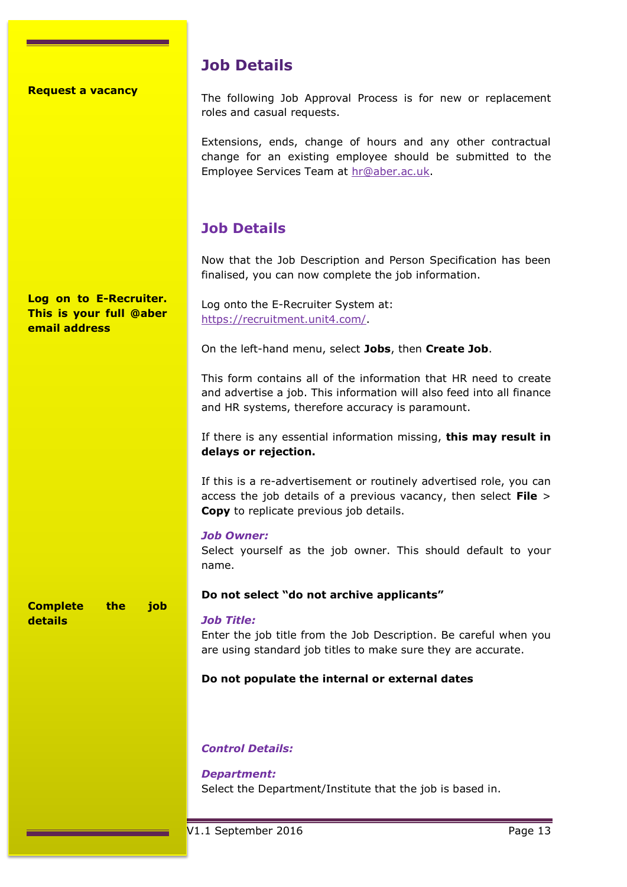**Request a vacancy**

## Job Details

The following Job Approval Process is for new or replacement roles and casual requests.

Extensions, ends, change of hours and any other contractual change for an existing employee should be submitted to the Employee Services Team at hr@aber.ac.uk.

## Job Details

Now that the Job Description and Person Specification has been finalised, you can now complete the job information.

**Log on to E-Recruiter. This is your full @aber email address**

Log onto the E-Recruiter System at: https://recruitment.unit4.com/.

On the left-hand menu, select **Jobs**, then **Create Job**.

This form contains all of the information that HR need to create and advertise a job. This information will also feed into all finance and HR systems, therefore accuracy is paramount.

If there is any essential information missing, **this may result in delays or rejection.**

If this is a re-advertisement or routinely advertised role, you can access the job details of a previous vacancy, then select **File** > **Copy** to replicate previous job details.

**Complete the job details**

***Job Owner:***
Select yourself as the job owner. This should default to your name.

**Do not select "do not archive applicants"**

***Job Title:***
Enter the job title from the Job Description. Be careful when you are using standard job titles to make sure they are accurate.

**Do not populate the internal or external dates**

***Control Details:***

***Department:***
Select the Department/Institute that the job is based in.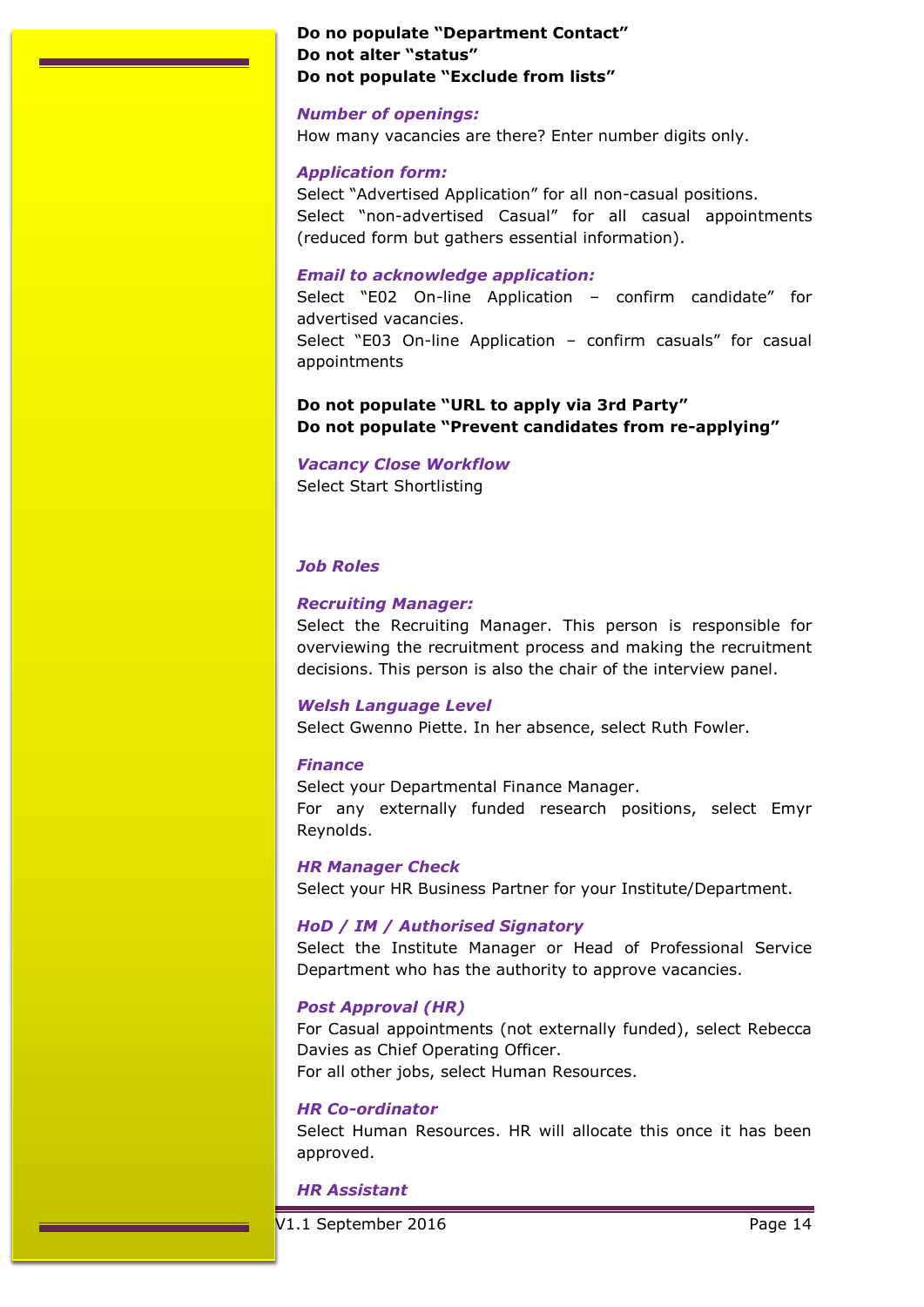**Do no populate "Department Contact"**
**Do not alter "status"**
**Do not populate "Exclude from lists"**

***Number of openings:***
How many vacancies are there? Enter number digits only.

***Application form:***
Select "Advertised Application" for all non-casual positions.
Select "non-advertised Casual" for all casual appointments (reduced form but gathers essential information).

***Email to acknowledge application:***
Select "E02 On-line Application – confirm candidate" for advertised vacancies.
Select "E03 On-line Application – confirm casuals" for casual appointments

**Do not populate "URL to apply via 3rd Party"**
**Do not populate "Prevent candidates from re-applying"**

***Vacancy Close Workflow***
Select Start Shortlisting

***Job Roles***

***Recruiting Manager:***
Select the Recruiting Manager. This person is responsible for overviewing the recruitment process and making the recruitment decisions. This person is also the chair of the interview panel.

***Welsh Language Level***
Select Gwenno Piette. In her absence, select Ruth Fowler.

***Finance***
Select your Departmental Finance Manager.
For any externally funded research positions, select Emyr Reynolds.

***HR Manager Check***
Select your HR Business Partner for your Institute/Department.

***HoD / IM / Authorised Signatory***
Select the Institute Manager or Head of Professional Service Department who has the authority to approve vacancies.

***Post Approval (HR)***
For Casual appointments (not externally funded), select Rebecca Davies as Chief Operating Officer.
For all other jobs, select Human Resources.

***HR Co-ordinator***
Select Human Resources. HR will allocate this once it has been approved.

***HR Assistant***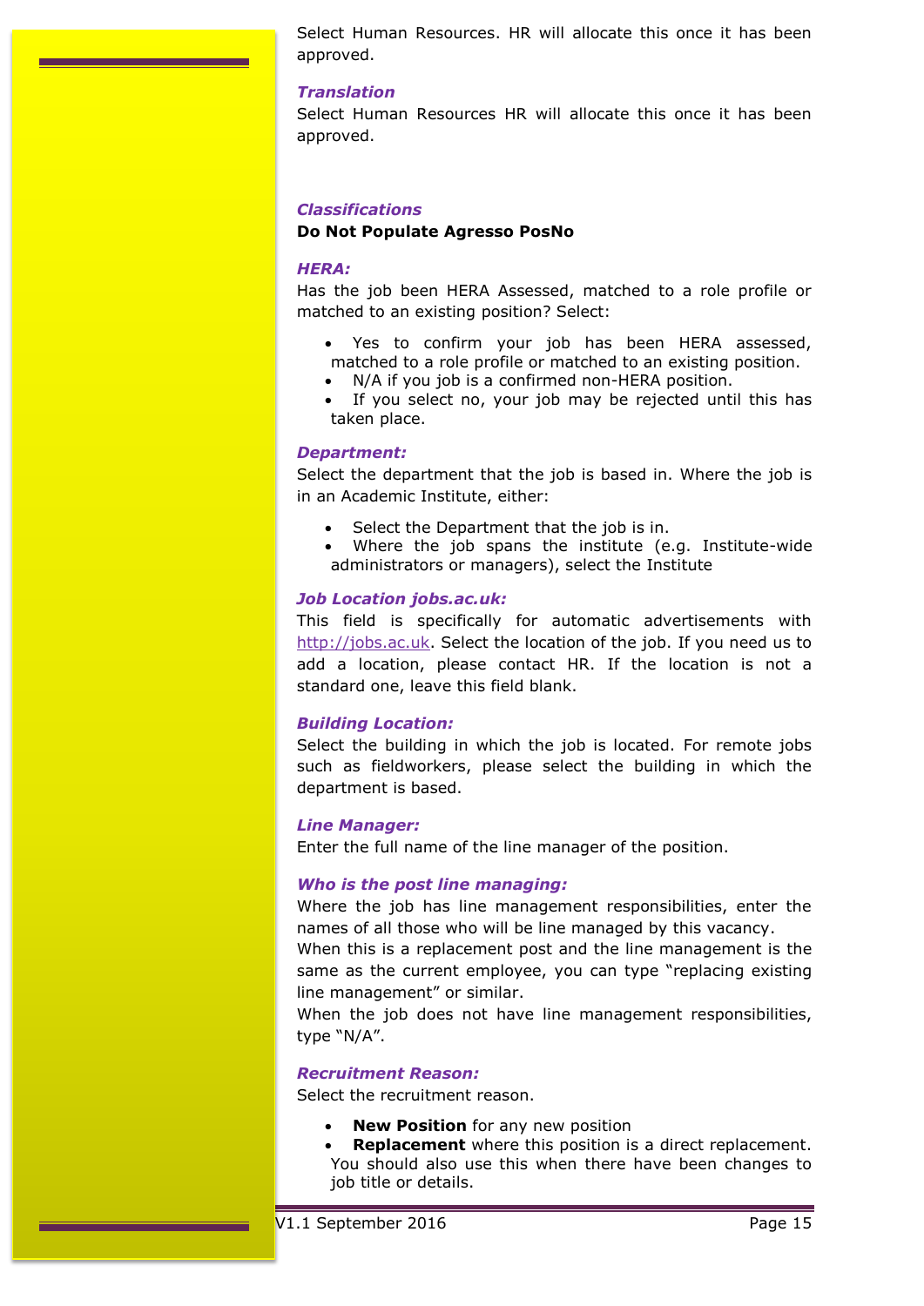Select Human Resources. HR will allocate this once it has been approved.

### *Translation*

Select Human Resources HR will allocate this once it has been approved.

### *Classifications*

**Do Not Populate Agresso PosNo**

### *HERA:*

Has the job been HERA Assessed, matched to a role profile or matched to an existing position? Select:

- Yes to confirm your job has been HERA assessed, matched to a role profile or matched to an existing position.
- N/A if you job is a confirmed non-HERA position.
- If you select no, your job may be rejected until this has taken place.

### *Department:*

Select the department that the job is based in. Where the job is in an Academic Institute, either:

- Select the Department that the job is in.
- Where the job spans the institute (e.g. Institute-wide administrators or managers), select the Institute

### *Job Location jobs.ac.uk:*

This field is specifically for automatic advertisements with http://jobs.ac.uk. Select the location of the job. If you need us to add a location, please contact HR. If the location is not a standard one, leave this field blank.

### *Building Location:*

Select the building in which the job is located. For remote jobs such as fieldworkers, please select the building in which the department is based.

### *Line Manager:*

Enter the full name of the line manager of the position.

### *Who is the post line managing:*

Where the job has line management responsibilities, enter the names of all those who will be line managed by this vacancy.

When this is a replacement post and the line management is the same as the current employee, you can type "replacing existing line management" or similar.

When the job does not have line management responsibilities, type "N/A".

### *Recruitment Reason:*

Select the recruitment reason.

- **New Position** for any new position
- **Replacement** where this position is a direct replacement. You should also use this when there have been changes to job title or details.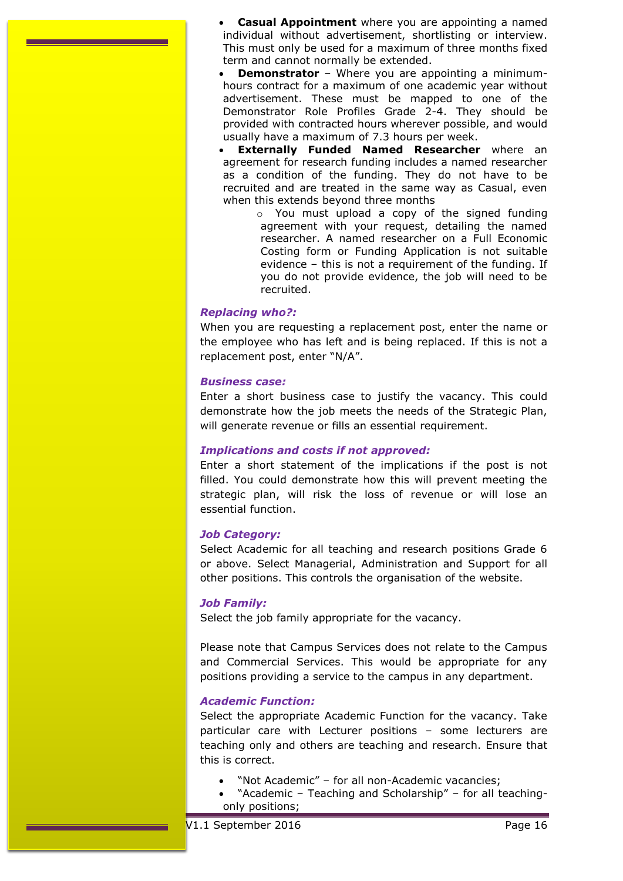- **Casual Appointment** where you are appointing a named individual without advertisement, shortlisting or interview. This must only be used for a maximum of three months fixed term and cannot normally be extended.
- **Demonstrator** – Where you are appointing a minimum-hours contract for a maximum of one academic year without advertisement. These must be mapped to one of the Demonstrator Role Profiles Grade 2-4. They should be provided with contracted hours wherever possible, and would usually have a maximum of 7.3 hours per week.
- **Externally Funded Named Researcher** where an agreement for research funding includes a named researcher as a condition of the funding. They do not have to be recruited and are treated in the same way as Casual, even when this extends beyond three months
    - You must upload a copy of the signed funding agreement with your request, detailing the named researcher. A named researcher on a Full Economic Costing form or Funding Application is not suitable evidence – this is not a requirement of the funding. If you do not provide evidence, the job will need to be recruited.

***Replacing who?:***

When you are requesting a replacement post, enter the name or the employee who has left and is being replaced. If this is not a replacement post, enter "N/A".

***Business case:***

Enter a short business case to justify the vacancy. This could demonstrate how the job meets the needs of the Strategic Plan, will generate revenue or fills an essential requirement.

***Implications and costs if not approved:***

Enter a short statement of the implications if the post is not filled. You could demonstrate how this will prevent meeting the strategic plan, will risk the loss of revenue or will lose an essential function.

***Job Category:***

Select Academic for all teaching and research positions Grade 6 or above. Select Managerial, Administration and Support for all other positions. This controls the organisation of the website.

***Job Family:***

Select the job family appropriate for the vacancy.

Please note that Campus Services does not relate to the Campus and Commercial Services. This would be appropriate for any positions providing a service to the campus in any department.

***Academic Function:***

Select the appropriate Academic Function for the vacancy. Take particular care with Lecturer positions – some lecturers are teaching only and others are teaching and research. Ensure that this is correct.

- "Not Academic" – for all non-Academic vacancies;
- "Academic – Teaching and Scholarship" – for all teaching-only positions;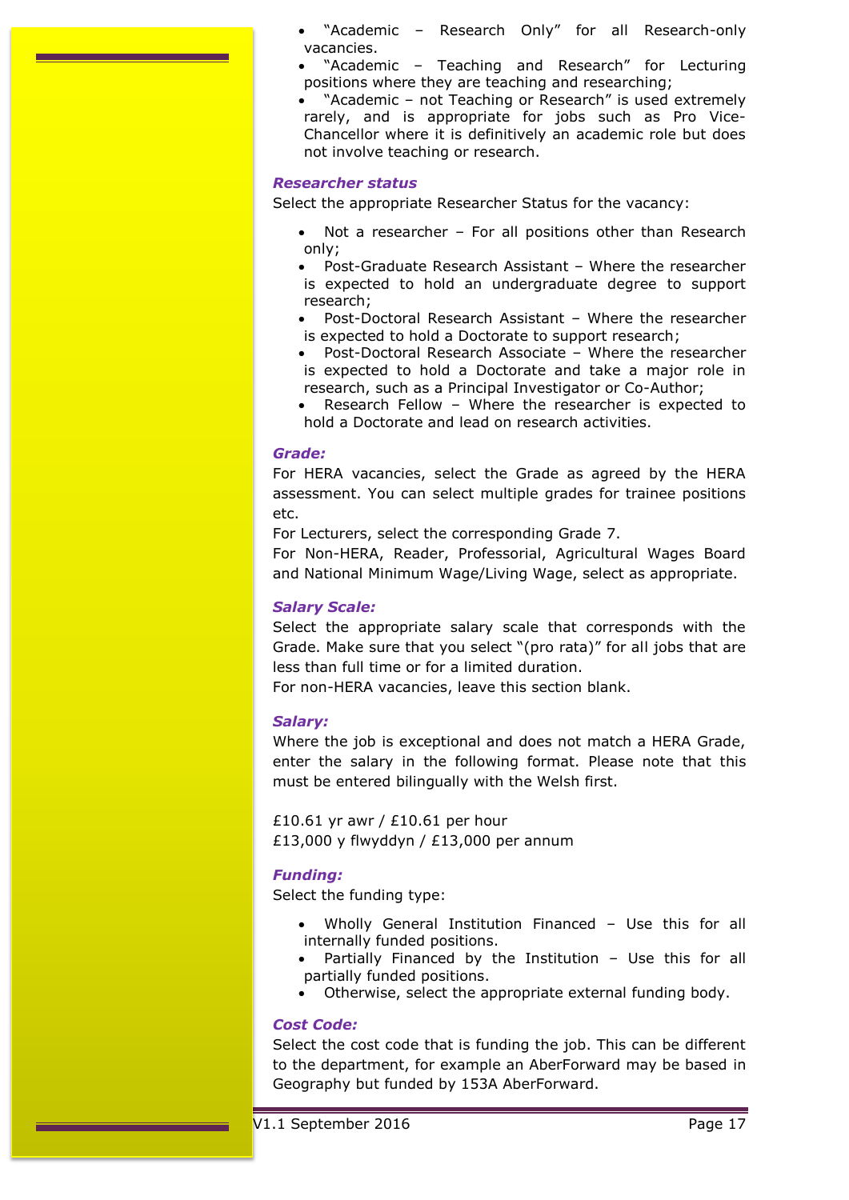- "Academic – Research Only" for all Research-only vacancies.
- "Academic – Teaching and Research" for Lecturing positions where they are teaching and researching;
- "Academic – not Teaching or Research" is used extremely rarely, and is appropriate for jobs such as Pro Vice-Chancellor where it is definitively an academic role but does not involve teaching or research.

### *Researcher status*

Select the appropriate Researcher Status for the vacancy:

- Not a researcher – For all positions other than Research only;
- Post-Graduate Research Assistant – Where the researcher is expected to hold an undergraduate degree to support research;
- Post-Doctoral Research Assistant – Where the researcher is expected to hold a Doctorate to support research;
- Post-Doctoral Research Associate – Where the researcher is expected to hold a Doctorate and take a major role in research, such as a Principal Investigator or Co-Author;
- Research Fellow – Where the researcher is expected to hold a Doctorate and lead on research activities.

### *Grade:*

For HERA vacancies, select the Grade as agreed by the HERA assessment. You can select multiple grades for trainee positions etc.

For Lecturers, select the corresponding Grade 7.

For Non-HERA, Reader, Professorial, Agricultural Wages Board and National Minimum Wage/Living Wage, select as appropriate.

### *Salary Scale:*

Select the appropriate salary scale that corresponds with the Grade. Make sure that you select "(pro rata)" for all jobs that are less than full time or for a limited duration.

For non-HERA vacancies, leave this section blank.

### *Salary:*

Where the job is exceptional and does not match a HERA Grade, enter the salary in the following format. Please note that this must be entered bilingually with the Welsh first.

£10.61 yr awr / £10.61 per hour
£13,000 y flwyddyn / £13,000 per annum

### *Funding:*

Select the funding type:

- Wholly General Institution Financed – Use this for all internally funded positions.
- Partially Financed by the Institution – Use this for all partially funded positions.
- Otherwise, select the appropriate external funding body.

### *Cost Code:*

Select the cost code that is funding the job. This can be different to the department, for example an AberForward may be based in Geography but funded by 153A AberForward.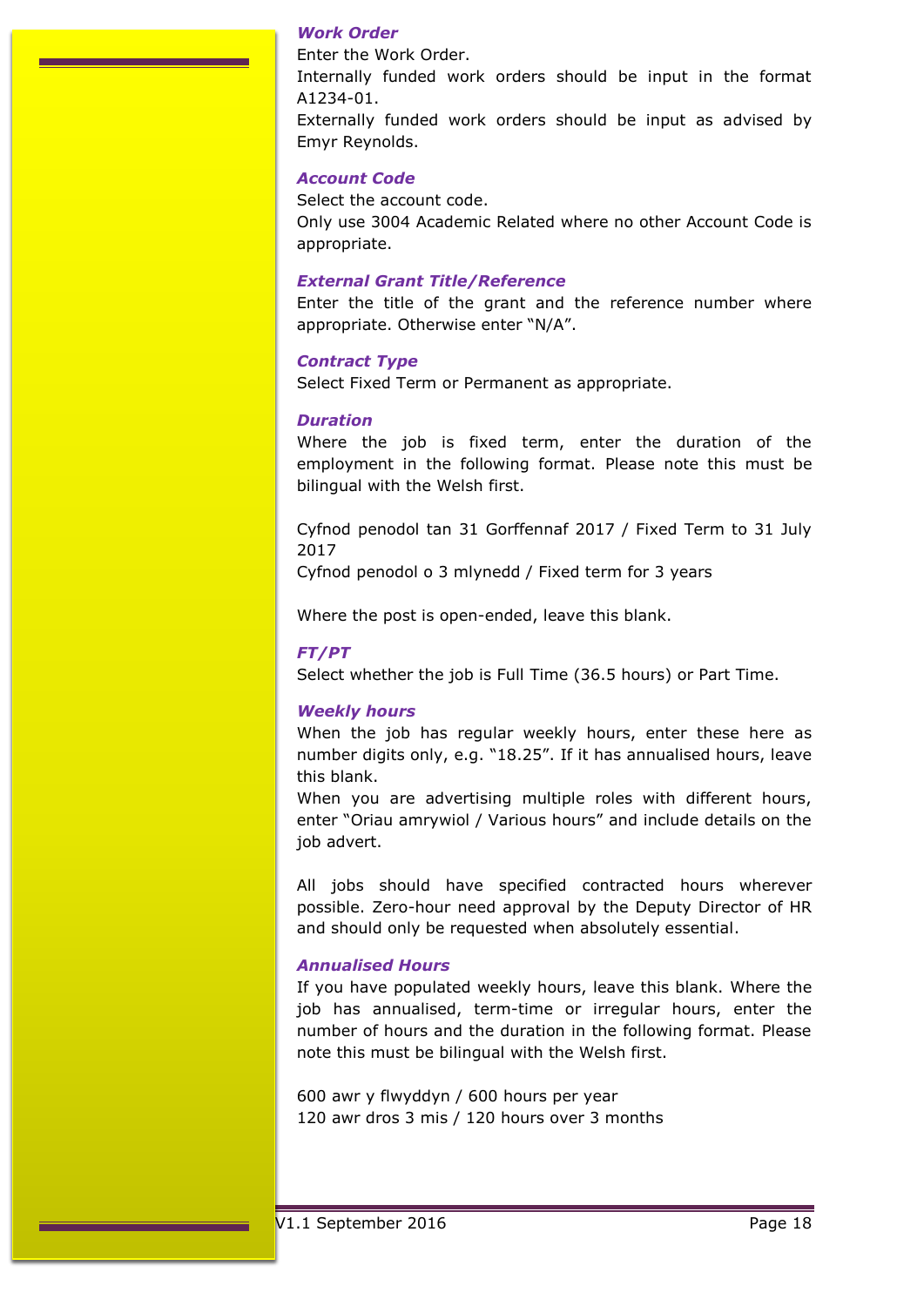### *Work Order*

Enter the Work Order.

Internally funded work orders should be input in the format A1234-01.

Externally funded work orders should be input as advised by Emyr Reynolds.

### *Account Code*

Select the account code.

Only use 3004 Academic Related where no other Account Code is appropriate.

### *External Grant Title/Reference*

Enter the title of the grant and the reference number where appropriate. Otherwise enter "N/A".

### *Contract Type*

Select Fixed Term or Permanent as appropriate.

### *Duration*

Where the job is fixed term, enter the duration of the employment in the following format. Please note this must be bilingual with the Welsh first.

Cyfnod penodol tan 31 Gorffennaf 2017 / Fixed Term to 31 July 2017
Cyfnod penodol o 3 mlynedd / Fixed term for 3 years

Where the post is open-ended, leave this blank.

### *FT/PT*

Select whether the job is Full Time (36.5 hours) or Part Time.

### *Weekly hours*

When the job has regular weekly hours, enter these here as number digits only, e.g. "18.25". If it has annualised hours, leave this blank.

When you are advertising multiple roles with different hours, enter "Oriau amrywiol / Various hours" and include details on the job advert.

All jobs should have specified contracted hours wherever possible. Zero-hour need approval by the Deputy Director of HR and should only be requested when absolutely essential.

### *Annualised Hours*

If you have populated weekly hours, leave this blank. Where the job has annualised, term-time or irregular hours, enter the number of hours and the duration in the following format. Please note this must be bilingual with the Welsh first.

600 awr y flwyddyn / 600 hours per year
120 awr dros 3 mis / 120 hours over 3 months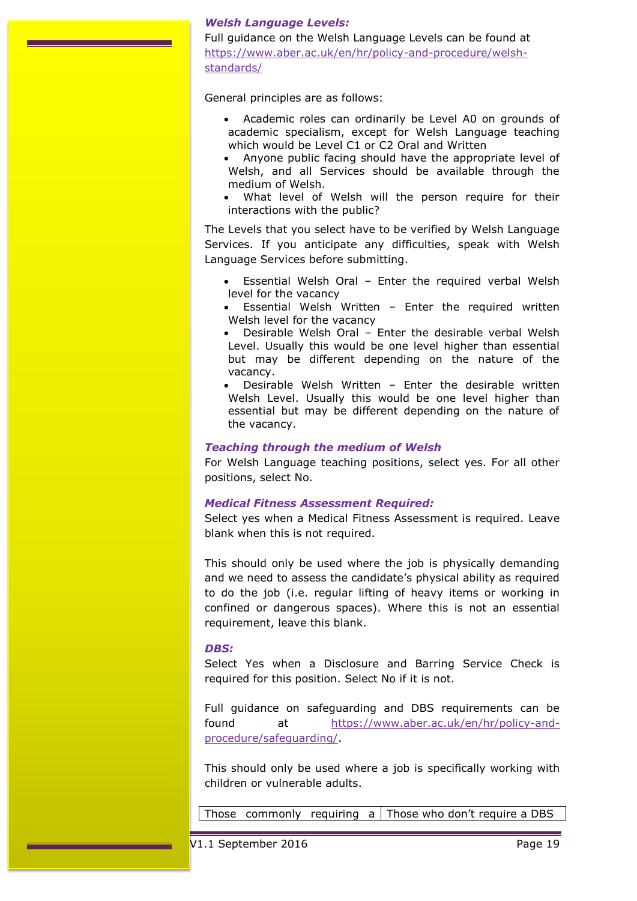### *Welsh Language Levels:*

Full guidance on the Welsh Language Levels can be found at [https://www.aber.ac.uk/en/hr/policy-and-procedure/welsh-standards/](https://www.aber.ac.uk/en/hr/policy-and-procedure/welsh-standards/)

General principles are as follows:

- Academic roles can ordinarily be Level A0 on grounds of academic specialism, except for Welsh Language teaching which would be Level C1 or C2 Oral and Written
- Anyone public facing should have the appropriate level of Welsh, and all Services should be available through the medium of Welsh.
- What level of Welsh will the person require for their interactions with the public?

The Levels that you select have to be verified by Welsh Language Services. If you anticipate any difficulties, speak with Welsh Language Services before submitting.

- Essential Welsh Oral – Enter the required verbal Welsh level for the vacancy
- Essential Welsh Written – Enter the required written Welsh level for the vacancy
- Desirable Welsh Oral – Enter the desirable verbal Welsh Level. Usually this would be one level higher than essential but may be different depending on the nature of the vacancy.
- Desirable Welsh Written – Enter the desirable written Welsh Level. Usually this would be one level higher than essential but may be different depending on the nature of the vacancy.

### *Teaching through the medium of Welsh*

For Welsh Language teaching positions, select yes. For all other positions, select No.

### *Medical Fitness Assessment Required:*

Select yes when a Medical Fitness Assessment is required. Leave blank when this is not required.

This should only be used where the job is physically demanding and we need to assess the candidate's physical ability as required to do the job (i.e. regular lifting of heavy items or working in confined or dangerous spaces). Where this is not an essential requirement, leave this blank.

### *DBS:*

Select Yes when a Disclosure and Barring Service Check is required for this position. Select No if it is not.

Full guidance on safeguarding and DBS requirements can be found at [https://www.aber.ac.uk/en/hr/policy-and-procedure/safeguarding/](https://www.aber.ac.uk/en/hr/policy-and-procedure/safeguarding/).

This should only be used where a job is specifically working with children or vulnerable adults.

| Those commonly requiring a | Those who don't require a DBS |
|---|---|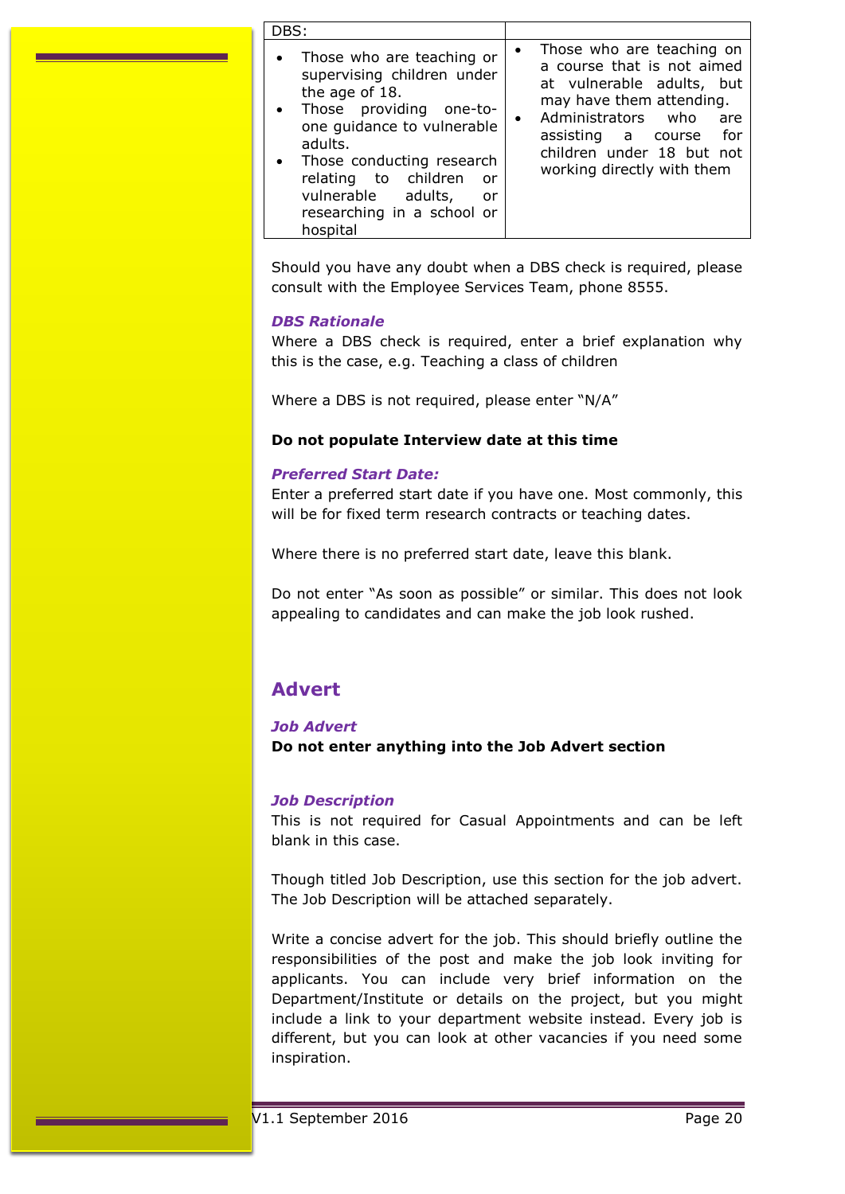| DBS: | |
|---|---|
| • Those who are teaching or supervising children under the age of 18.<br>• Those providing one-to-one guidance to vulnerable adults.<br>• Those conducting research relating to children or vulnerable adults, or researching in a school or hospital | • Those who are teaching on a course that is not aimed at vulnerable adults, but may have them attending.<br>• Administrators who are assisting a course for children under 18 but not working directly with them |

Should you have any doubt when a DBS check is required, please consult with the Employee Services Team, phone 8555.

### *DBS Rationale*

Where a DBS check is required, enter a brief explanation why this is the case, e.g. Teaching a class of children

Where a DBS is not required, please enter “N/A”

**Do not populate Interview date at this time**

### *Preferred Start Date:*

Enter a preferred start date if you have one. Most commonly, this will be for fixed term research contracts or teaching dates.

Where there is no preferred start date, leave this blank.

Do not enter “As soon as possible” or similar. This does not look appealing to candidates and can make the job look rushed.

## Advert

### *Job Advert*

**Do not enter anything into the Job Advert section**

### *Job Description*

This is not required for Casual Appointments and can be left blank in this case.

Though titled Job Description, use this section for the job advert. The Job Description will be attached separately.

Write a concise advert for the job. This should briefly outline the responsibilities of the post and make the job look inviting for applicants. You can include very brief information on the Department/Institute or details on the project, but you might include a link to your department website instead. Every job is different, but you can look at other vacancies if you need some inspiration.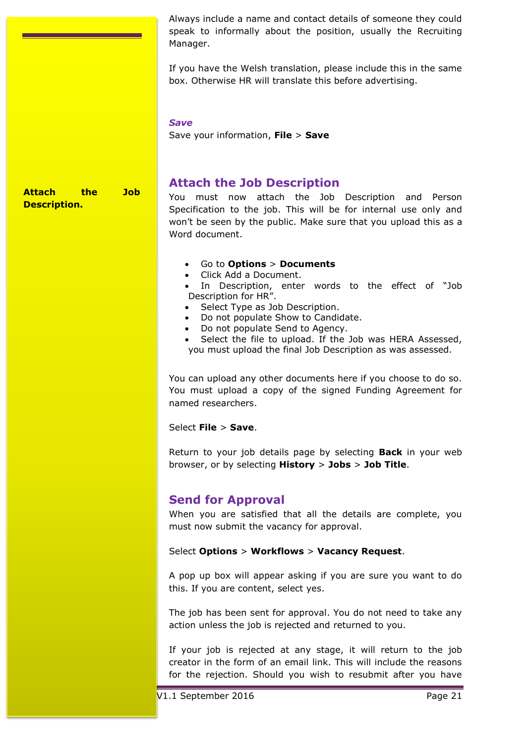Always include a name and contact details of someone they could speak to informally about the position, usually the Recruiting Manager.

If you have the Welsh translation, please include this in the same box. Otherwise HR will translate this before advertising.

***Save***

Save your information, **File** > **Save**

**Attach the Job Description.**

## Attach the Job Description

You must now attach the Job Description and Person Specification to the job. This will be for internal use only and won't be seen by the public. Make sure that you upload this as a Word document.

- Go to **Options** > **Documents**
- Click Add a Document.
- In Description, enter words to the effect of "Job Description for HR".
- Select Type as Job Description.
- Do not populate Show to Candidate.
- Do not populate Send to Agency.
- Select the file to upload. If the Job was HERA Assessed, you must upload the final Job Description as was assessed.

You can upload any other documents here if you choose to do so. You must upload a copy of the signed Funding Agreement for named researchers.

Select **File** > **Save**.

Return to your job details page by selecting **Back** in your web browser, or by selecting **History** > **Jobs** > **Job Title**.

## Send for Approval

When you are satisfied that all the details are complete, you must now submit the vacancy for approval.

Select **Options** > **Workflows** > **Vacancy Request**.

A pop up box will appear asking if you are sure you want to do this. If you are content, select yes.

The job has been sent for approval. You do not need to take any action unless the job is rejected and returned to you.

If your job is rejected at any stage, it will return to the job creator in the form of an email link. This will include the reasons for the rejection. Should you wish to resubmit after you have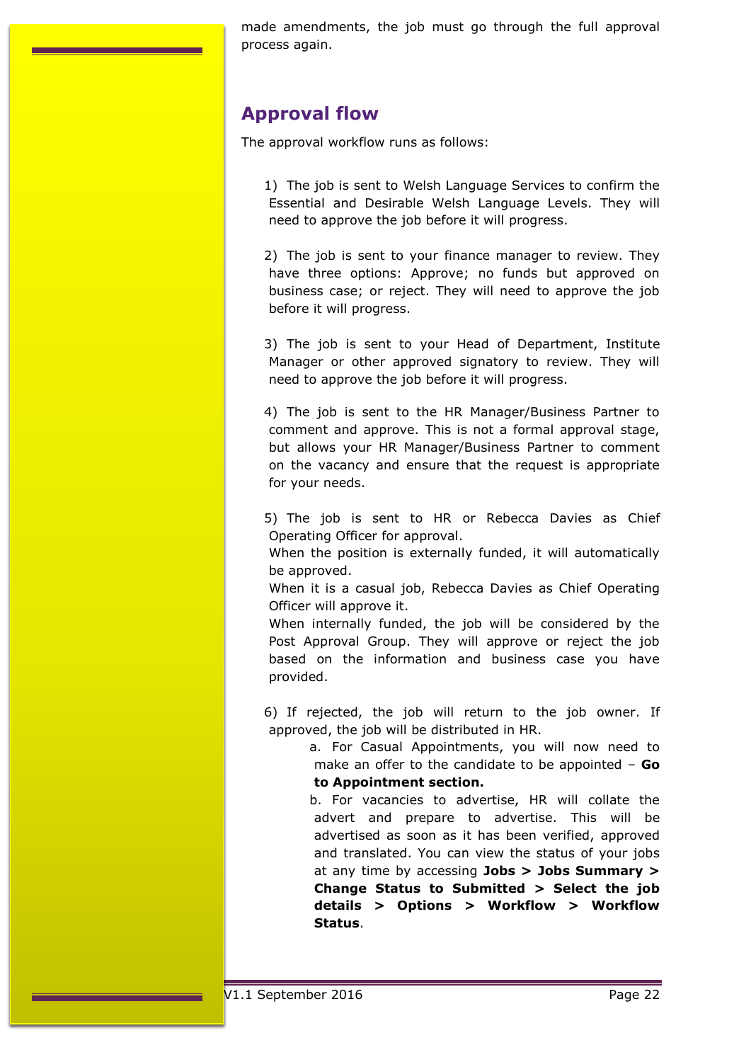made amendments, the job must go through the full approval process again.

## Approval flow

The approval workflow runs as follows:

1) The job is sent to Welsh Language Services to confirm the Essential and Desirable Welsh Language Levels. They will need to approve the job before it will progress.

2) The job is sent to your finance manager to review. They have three options: Approve; no funds but approved on business case; or reject. They will need to approve the job before it will progress.

3) The job is sent to your Head of Department, Institute Manager or other approved signatory to review. They will need to approve the job before it will progress.

4) The job is sent to the HR Manager/Business Partner to comment and approve. This is not a formal approval stage, but allows your HR Manager/Business Partner to comment on the vacancy and ensure that the request is appropriate for your needs.

5) The job is sent to HR or Rebecca Davies as Chief Operating Officer for approval.
When the position is externally funded, it will automatically be approved.
When it is a casual job, Rebecca Davies as Chief Operating Officer will approve it.
When internally funded, the job will be considered by the Post Approval Group. They will approve or reject the job based on the information and business case you have provided.

6) If rejected, the job will return to the job owner. If approved, the job will be distributed in HR.
    a. For Casual Appointments, you will now need to make an offer to the candidate to be appointed – **Go to Appointment section.**
    b. For vacancies to advertise, HR will collate the advert and prepare to advertise. This will be advertised as soon as it has been verified, approved and translated. You can view the status of your jobs at any time by accessing **Jobs > Jobs Summary > Change Status to Submitted > Select the job details > Options > Workflow > Workflow Status**.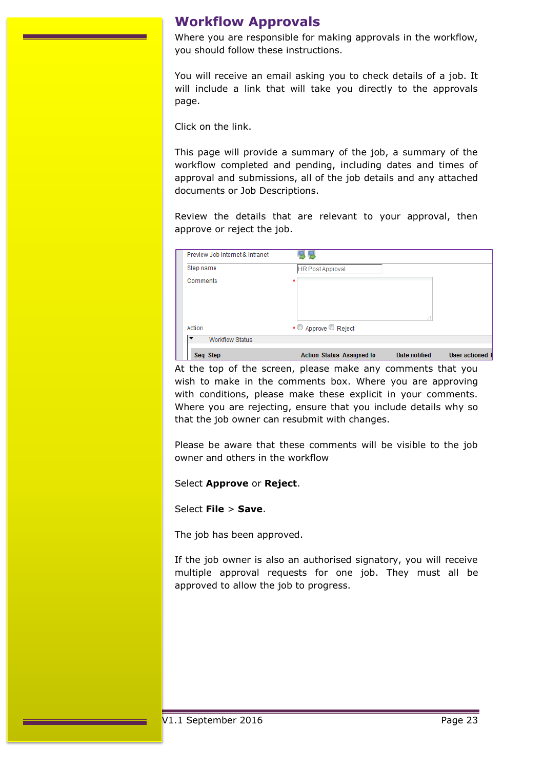# Workflow Approvals

Where you are responsible for making approvals in the workflow, you should follow these instructions.

You will receive an email asking you to check details of a job. It will include a link that will take you directly to the approvals page.

Click on the link.

This page will provide a summary of the job, a summary of the workflow completed and pending, including dates and times of approval and submissions, all of the job details and any attached documents or Job Descriptions.

Review the details that are relevant to your approval, then approve or reject the job.

At the top of the screen, please make any comments that you wish to make in the comments box. Where you are approving with conditions, please make these explicit in your comments. Where you are rejecting, ensure that you include details why so that the job owner can resubmit with changes.

Please be aware that these comments will be visible to the job owner and others in the workflow

Select **Approve** or **Reject**.

Select **File** > **Save**.

The job has been approved.

If the job owner is also an authorised signatory, you will receive multiple approval requests for one job. They must all be approved to allow the job to progress.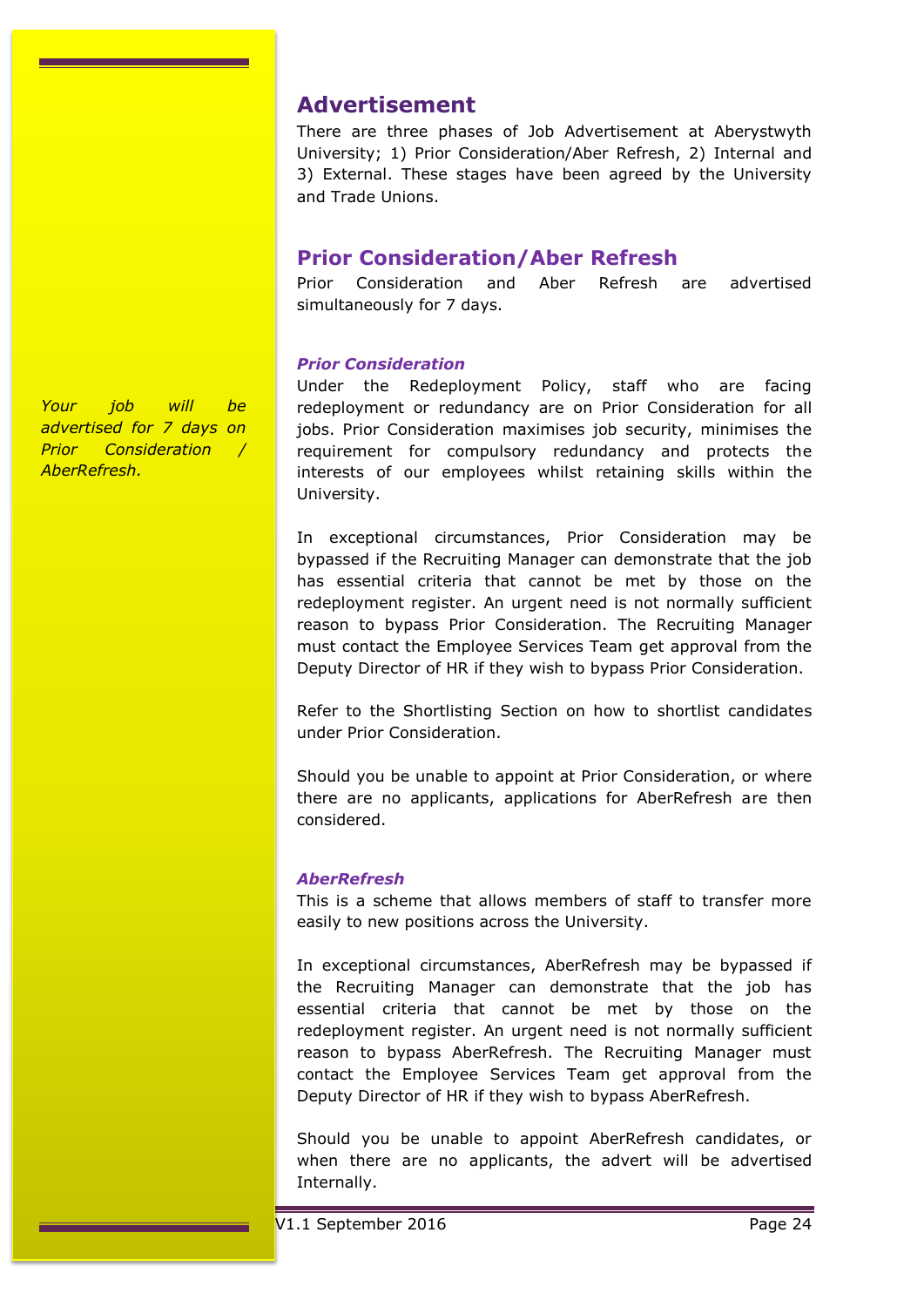## Advertisement

There are three phases of Job Advertisement at Aberystwyth University; 1) Prior Consideration/Aber Refresh, 2) Internal and 3) External. These stages have been agreed by the University and Trade Unions.

## Prior Consideration/Aber Refresh

Prior Consideration and Aber Refresh are advertised simultaneously for 7 days.

*Your job will be advertised for 7 days on Prior Consideration / AberRefresh.*

### *Prior Consideration*

Under the Redeployment Policy, staff who are facing redeployment or redundancy are on Prior Consideration for all jobs. Prior Consideration maximises job security, minimises the requirement for compulsory redundancy and protects the interests of our employees whilst retaining skills within the University.

In exceptional circumstances, Prior Consideration may be bypassed if the Recruiting Manager can demonstrate that the job has essential criteria that cannot be met by those on the redeployment register. An urgent need is not normally sufficient reason to bypass Prior Consideration. The Recruiting Manager must contact the Employee Services Team get approval from the Deputy Director of HR if they wish to bypass Prior Consideration.

Refer to the Shortlisting Section on how to shortlist candidates under Prior Consideration.

Should you be unable to appoint at Prior Consideration, or where there are no applicants, applications for AberRefresh are then considered.

### *AberRefresh*

This is a scheme that allows members of staff to transfer more easily to new positions across the University.

In exceptional circumstances, AberRefresh may be bypassed if the Recruiting Manager can demonstrate that the job has essential criteria that cannot be met by those on the redeployment register. An urgent need is not normally sufficient reason to bypass AberRefresh. The Recruiting Manager must contact the Employee Services Team get approval from the Deputy Director of HR if they wish to bypass AberRefresh.

Should you be unable to appoint AberRefresh candidates, or when there are no applicants, the advert will be advertised Internally.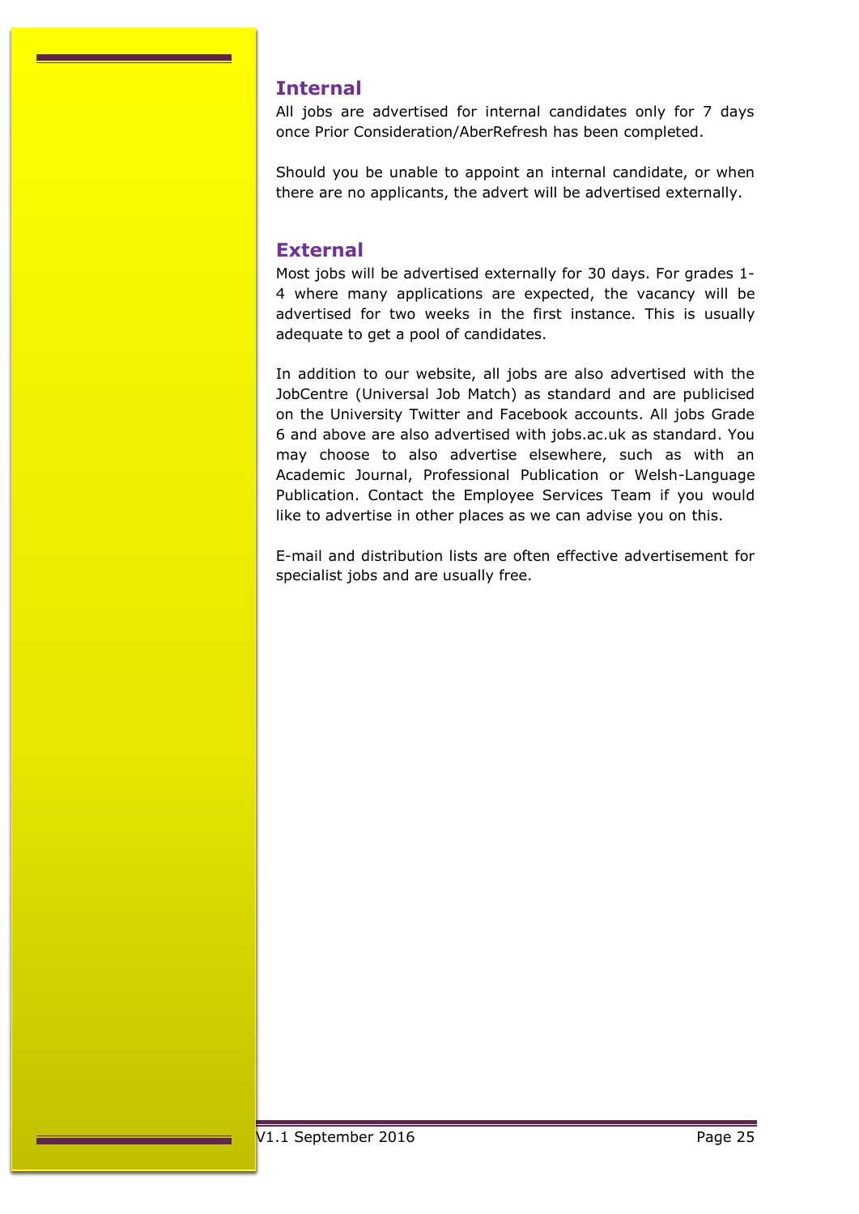## Internal

All jobs are advertised for internal candidates only for 7 days once Prior Consideration/AberRefresh has been completed.

Should you be unable to appoint an internal candidate, or when there are no applicants, the advert will be advertised externally.

## External

Most jobs will be advertised externally for 30 days. For grades 1-4 where many applications are expected, the vacancy will be advertised for two weeks in the first instance. This is usually adequate to get a pool of candidates.

In addition to our website, all jobs are also advertised with the JobCentre (Universal Job Match) as standard and are publicised on the University Twitter and Facebook accounts. All jobs Grade 6 and above are also advertised with jobs.ac.uk as standard. You may choose to also advertise elsewhere, such as with an Academic Journal, Professional Publication or Welsh-Language Publication. Contact the Employee Services Team if you would like to advertise in other places as we can advise you on this.

E-mail and distribution lists are often effective advertisement for specialist jobs and are usually free.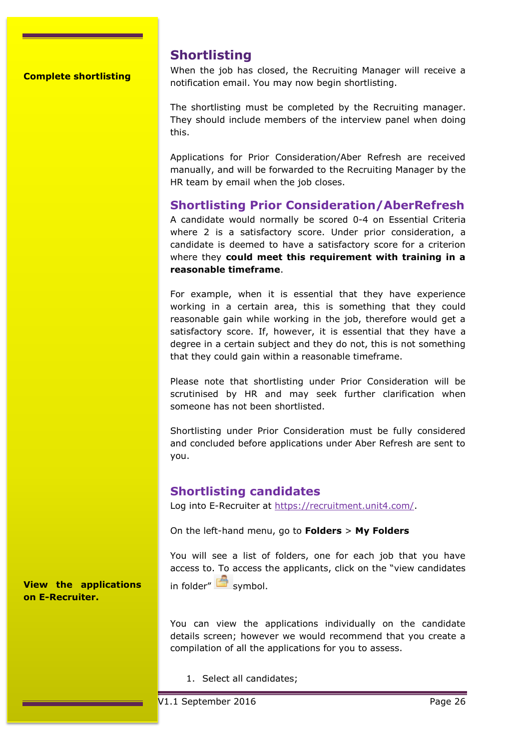**Complete shortlisting**

## Shortlisting

When the job has closed, the Recruiting Manager will receive a notification email. You may now begin shortlisting.

The shortlisting must be completed by the Recruiting manager. They should include members of the interview panel when doing this.

Applications for Prior Consideration/Aber Refresh are received manually, and will be forwarded to the Recruiting Manager by the HR team by email when the job closes.

### Shortlisting Prior Consideration/AberRefresh

A candidate would normally be scored 0-4 on Essential Criteria where 2 is a satisfactory score. Under prior consideration, a candidate is deemed to have a satisfactory score for a criterion where they **could meet this requirement with training in a reasonable timeframe**.

For example, when it is essential that they have experience working in a certain area, this is something that they could reasonable gain while working in the job, therefore would get a satisfactory score. If, however, it is essential that they have a degree in a certain subject and they do not, this is not something that they could gain within a reasonable timeframe.

Please note that shortlisting under Prior Consideration will be scrutinised by HR and may seek further clarification when someone has not been shortlisted.

Shortlisting under Prior Consideration must be fully considered and concluded before applications under Aber Refresh are sent to you.

### Shortlisting candidates

Log into E-Recruiter at https://recruitment.unit4.com/.

On the left-hand menu, go to **Folders** > **My Folders**

**View the applications on E-Recruiter.**

You will see a list of folders, one for each job that you have access to. To access the applicants, click on the "view candidates in folder" symbol.

You can view the applications individually on the candidate details screen; however we would recommend that you create a compilation of all the applications for you to assess.

1. Select all candidates;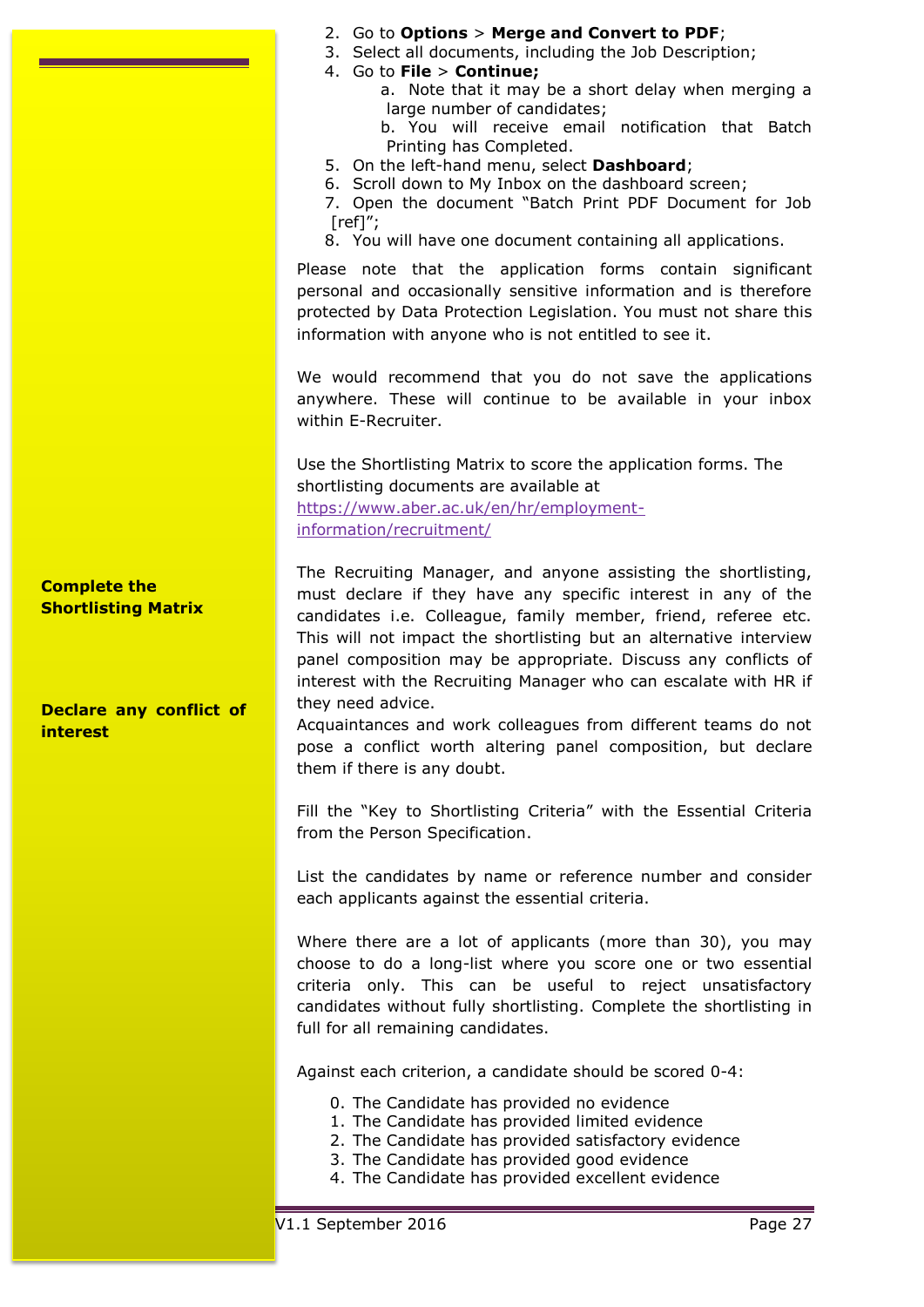2. Go to **Options** > **Merge and Convert to PDF**;
3. Select all documents, including the Job Description;
4. Go to **File** > **Continue;**
   a. Note that it may be a short delay when merging a large number of candidates;
   b. You will receive email notification that Batch Printing has Completed.
5. On the left-hand menu, select **Dashboard**;
6. Scroll down to My Inbox on the dashboard screen;
7. Open the document "Batch Print PDF Document for Job [ref]";
8. You will have one document containing all applications.

Please note that the application forms contain significant personal and occasionally sensitive information and is therefore protected by Data Protection Legislation. You must not share this information with anyone who is not entitled to see it.

We would recommend that you do not save the applications anywhere. These will continue to be available in your inbox within E-Recruiter.

Use the Shortlisting Matrix to score the application forms. The shortlisting documents are available at https://www.aber.ac.uk/en/hr/employment-information/recruitment/

**Complete the Shortlisting Matrix**

**Declare any conflict of interest**

The Recruiting Manager, and anyone assisting the shortlisting, must declare if they have any specific interest in any of the candidates i.e. Colleague, family member, friend, referee etc. This will not impact the shortlisting but an alternative interview panel composition may be appropriate. Discuss any conflicts of interest with the Recruiting Manager who can escalate with HR if they need advice.
Acquaintances and work colleagues from different teams do not pose a conflict worth altering panel composition, but declare them if there is any doubt.

Fill the "Key to Shortlisting Criteria" with the Essential Criteria from the Person Specification.

List the candidates by name or reference number and consider each applicants against the essential criteria.

Where there are a lot of applicants (more than 30), you may choose to do a long-list where you score one or two essential criteria only. This can be useful to reject unsatisfactory candidates without fully shortlisting. Complete the shortlisting in full for all remaining candidates.

Against each criterion, a candidate should be scored 0-4:

0. The Candidate has provided no evidence
1. The Candidate has provided limited evidence
2. The Candidate has provided satisfactory evidence
3. The Candidate has provided good evidence
4. The Candidate has provided excellent evidence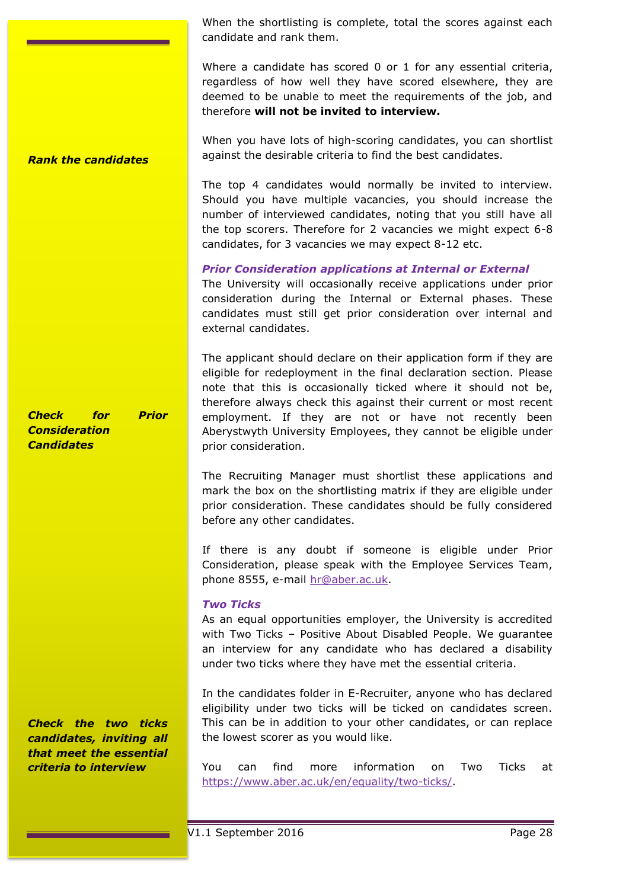When the shortlisting is complete, total the scores against each candidate and rank them.

*Rank the candidates*

Where a candidate has scored 0 or 1 for any essential criteria, regardless of how well they have scored elsewhere, they are deemed to be unable to meet the requirements of the job, and therefore **will not be invited to interview.**

When you have lots of high-scoring candidates, you can shortlist against the desirable criteria to find the best candidates.

The top 4 candidates would normally be invited to interview. Should you have multiple vacancies, you should increase the number of interviewed candidates, noting that you still have all the top scorers. Therefore for 2 vacancies we might expect 6-8 candidates, for 3 vacancies we may expect 8-12 etc.

### *Prior Consideration applications at Internal or External*

The University will occasionally receive applications under prior consideration during the Internal or External phases. These candidates must still get prior consideration over internal and external candidates.

*Check for Prior Consideration Candidates*

The applicant should declare on their application form if they are eligible for redeployment in the final declaration section. Please note that this is occasionally ticked where it should not be, therefore always check this against their current or most recent employment. If they are not or have not recently been Aberystwyth University Employees, they cannot be eligible under prior consideration.

The Recruiting Manager must shortlist these applications and mark the box on the shortlisting matrix if they are eligible under prior consideration. These candidates should be fully considered before any other candidates.

If there is any doubt if someone is eligible under Prior Consideration, please speak with the Employee Services Team, phone 8555, e-mail hr@aber.ac.uk.

### *Two Ticks*

As an equal opportunities employer, the University is accredited with Two Ticks – Positive About Disabled People. We guarantee an interview for any candidate who has declared a disability under two ticks where they have met the essential criteria.

*Check the two ticks candidates, inviting all that meet the essential criteria to interview*

In the candidates folder in E-Recruiter, anyone who has declared eligibility under two ticks will be ticked on candidates screen. This can be in addition to your other candidates, or can replace the lowest scorer as you would like.

You can find more information on Two Ticks at https://www.aber.ac.uk/en/equality/two-ticks/.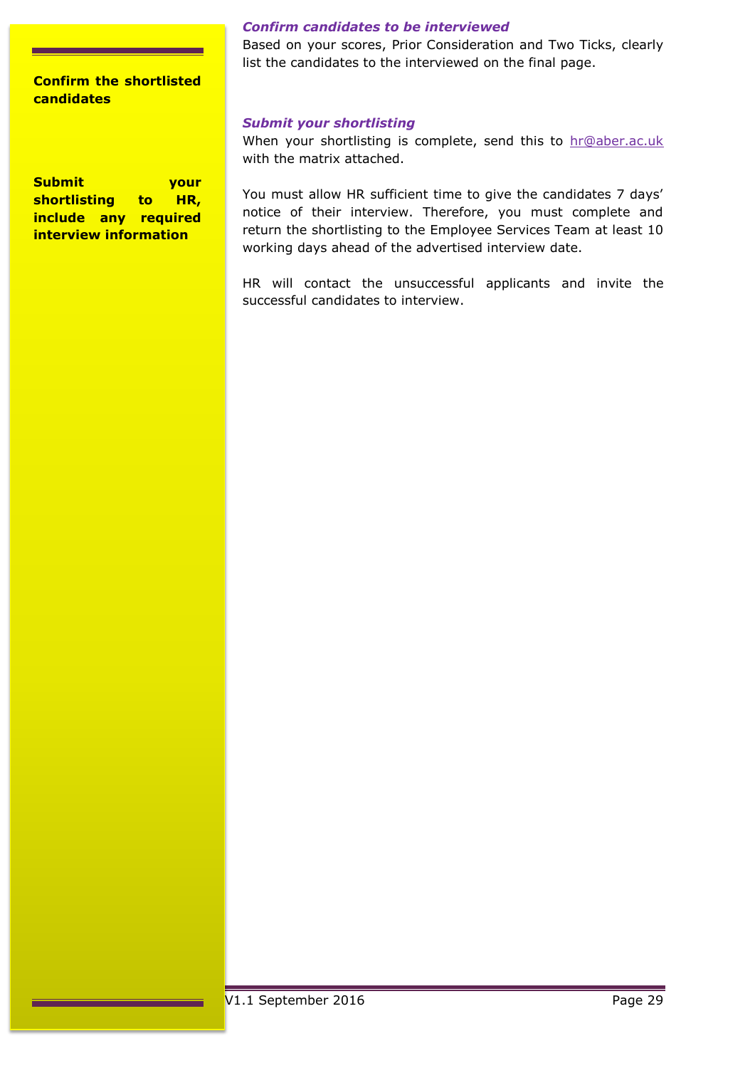**Confirm the shortlisted candidates**

### *Confirm candidates to be interviewed*

Based on your scores, Prior Consideration and Two Ticks, clearly list the candidates to the interviewed on the final page.

**Submit your shortlisting to HR, include any required interview information**

### *Submit your shortlisting*

When your shortlisting is complete, send this to hr@aber.ac.uk with the matrix attached.

You must allow HR sufficient time to give the candidates 7 days' notice of their interview. Therefore, you must complete and return the shortlisting to the Employee Services Team at least 10 working days ahead of the advertised interview date.

HR will contact the unsuccessful applicants and invite the successful candidates to interview.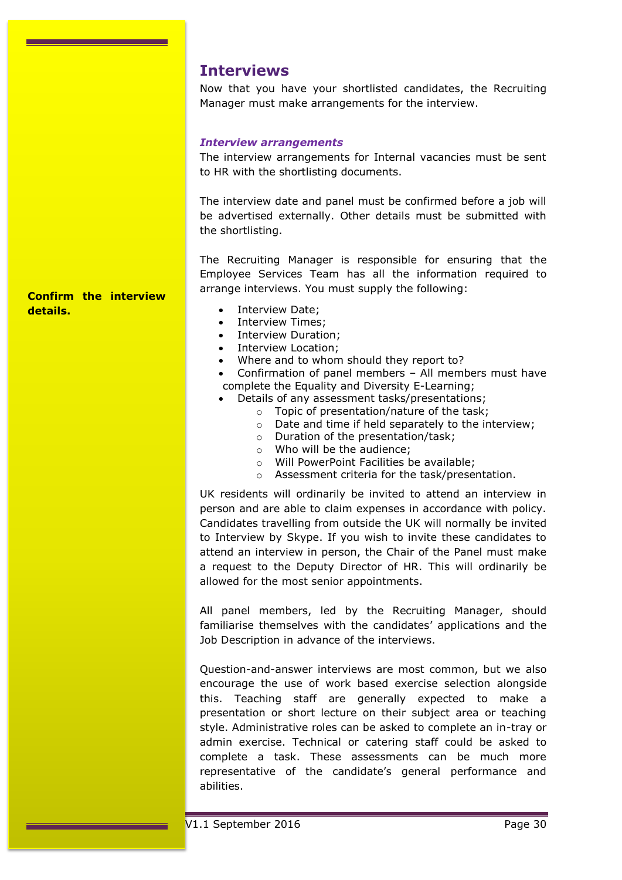## Interviews

Now that you have your shortlisted candidates, the Recruiting Manager must make arrangements for the interview.

### *Interview arrangements*

The interview arrangements for Internal vacancies must be sent to HR with the shortlisting documents.

The interview date and panel must be confirmed before a job will be advertised externally. Other details must be submitted with the shortlisting.

**Confirm the interview details.**

The Recruiting Manager is responsible for ensuring that the Employee Services Team has all the information required to arrange interviews. You must supply the following:

- Interview Date;
- Interview Times;
- Interview Duration;
- Interview Location;
- Where and to whom should they report to?
- Confirmation of panel members – All members must have complete the Equality and Diversity E-Learning;
- Details of any assessment tasks/presentations;
  - Topic of presentation/nature of the task;
  - Date and time if held separately to the interview;
  - Duration of the presentation/task;
  - Who will be the audience;
  - Will PowerPoint Facilities be available;
  - Assessment criteria for the task/presentation.

UK residents will ordinarily be invited to attend an interview in person and are able to claim expenses in accordance with policy. Candidates travelling from outside the UK will normally be invited to Interview by Skype. If you wish to invite these candidates to attend an interview in person, the Chair of the Panel must make a request to the Deputy Director of HR. This will ordinarily be allowed for the most senior appointments.

All panel members, led by the Recruiting Manager, should familiarise themselves with the candidates' applications and the Job Description in advance of the interviews.

Question-and-answer interviews are most common, but we also encourage the use of work based exercise selection alongside this. Teaching staff are generally expected to make a presentation or short lecture on their subject area or teaching style. Administrative roles can be asked to complete an in-tray or admin exercise. Technical or catering staff could be asked to complete a task. These assessments can be much more representative of the candidate's general performance and abilities.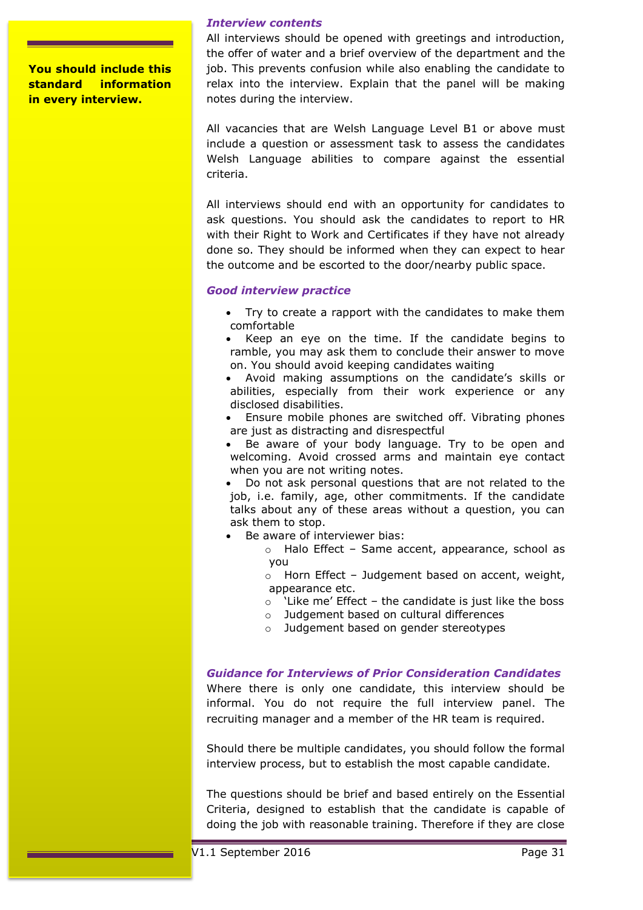**You should include this standard information in every interview.**

### *Interview contents*

All interviews should be opened with greetings and introduction, the offer of water and a brief overview of the department and the job. This prevents confusion while also enabling the candidate to relax into the interview. Explain that the panel will be making notes during the interview.

All vacancies that are Welsh Language Level B1 or above must include a question or assessment task to assess the candidates Welsh Language abilities to compare against the essential criteria.

All interviews should end with an opportunity for candidates to ask questions. You should ask the candidates to report to HR with their Right to Work and Certificates if they have not already done so. They should be informed when they can expect to hear the outcome and be escorted to the door/nearby public space.

### *Good interview practice*

- Try to create a rapport with the candidates to make them comfortable
- Keep an eye on the time. If the candidate begins to ramble, you may ask them to conclude their answer to move on. You should avoid keeping candidates waiting
- Avoid making assumptions on the candidate's skills or abilities, especially from their work experience or any disclosed disabilities.
- Ensure mobile phones are switched off. Vibrating phones are just as distracting and disrespectful
- Be aware of your body language. Try to be open and welcoming. Avoid crossed arms and maintain eye contact when you are not writing notes.
- Do not ask personal questions that are not related to the job, i.e. family, age, other commitments. If the candidate talks about any of these areas without a question, you can ask them to stop.
- Be aware of interviewer bias:
  - Halo Effect – Same accent, appearance, school as you
  - Horn Effect – Judgement based on accent, weight, appearance etc.
  - 'Like me' Effect – the candidate is just like the boss
  - Judgement based on cultural differences
  - Judgement based on gender stereotypes

### *Guidance for Interviews of Prior Consideration Candidates*

Where there is only one candidate, this interview should be informal. You do not require the full interview panel. The recruiting manager and a member of the HR team is required.

Should there be multiple candidates, you should follow the formal interview process, but to establish the most capable candidate.

The questions should be brief and based entirely on the Essential Criteria, designed to establish that the candidate is capable of doing the job with reasonable training. Therefore if they are close

V1.1 September 2016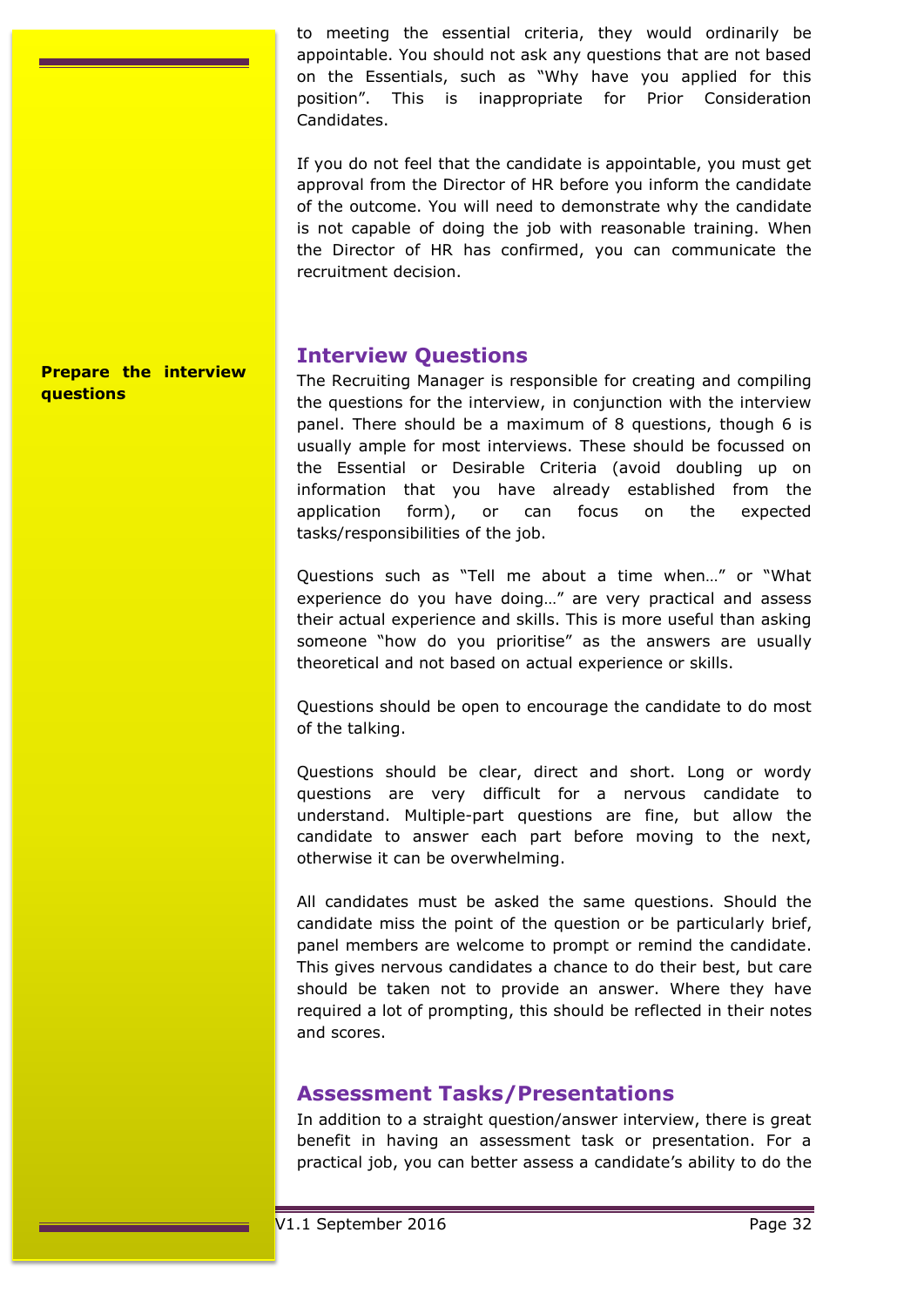to meeting the essential criteria, they would ordinarily be appointable. You should not ask any questions that are not based on the Essentials, such as "Why have you applied for this position". This is inappropriate for Prior Consideration Candidates.

If you do not feel that the candidate is appointable, you must get approval from the Director of HR before you inform the candidate of the outcome. You will need to demonstrate why the candidate is not capable of doing the job with reasonable training. When the Director of HR has confirmed, you can communicate the recruitment decision.

## Interview Questions

**Prepare the interview questions**

The Recruiting Manager is responsible for creating and compiling the questions for the interview, in conjunction with the interview panel. There should be a maximum of 8 questions, though 6 is usually ample for most interviews. These should be focussed on the Essential or Desirable Criteria (avoid doubling up on information that you have already established from the application form), or can focus on the expected tasks/responsibilities of the job.

Questions such as "Tell me about a time when…" or "What experience do you have doing…" are very practical and assess their actual experience and skills. This is more useful than asking someone "how do you prioritise" as the answers are usually theoretical and not based on actual experience or skills.

Questions should be open to encourage the candidate to do most of the talking.

Questions should be clear, direct and short. Long or wordy questions are very difficult for a nervous candidate to understand. Multiple-part questions are fine, but allow the candidate to answer each part before moving to the next, otherwise it can be overwhelming.

All candidates must be asked the same questions. Should the candidate miss the point of the question or be particularly brief, panel members are welcome to prompt or remind the candidate. This gives nervous candidates a chance to do their best, but care should be taken not to provide an answer. Where they have required a lot of prompting, this should be reflected in their notes and scores.

## Assessment Tasks/Presentations

In addition to a straight question/answer interview, there is great benefit in having an assessment task or presentation. For a practical job, you can better assess a candidate's ability to do the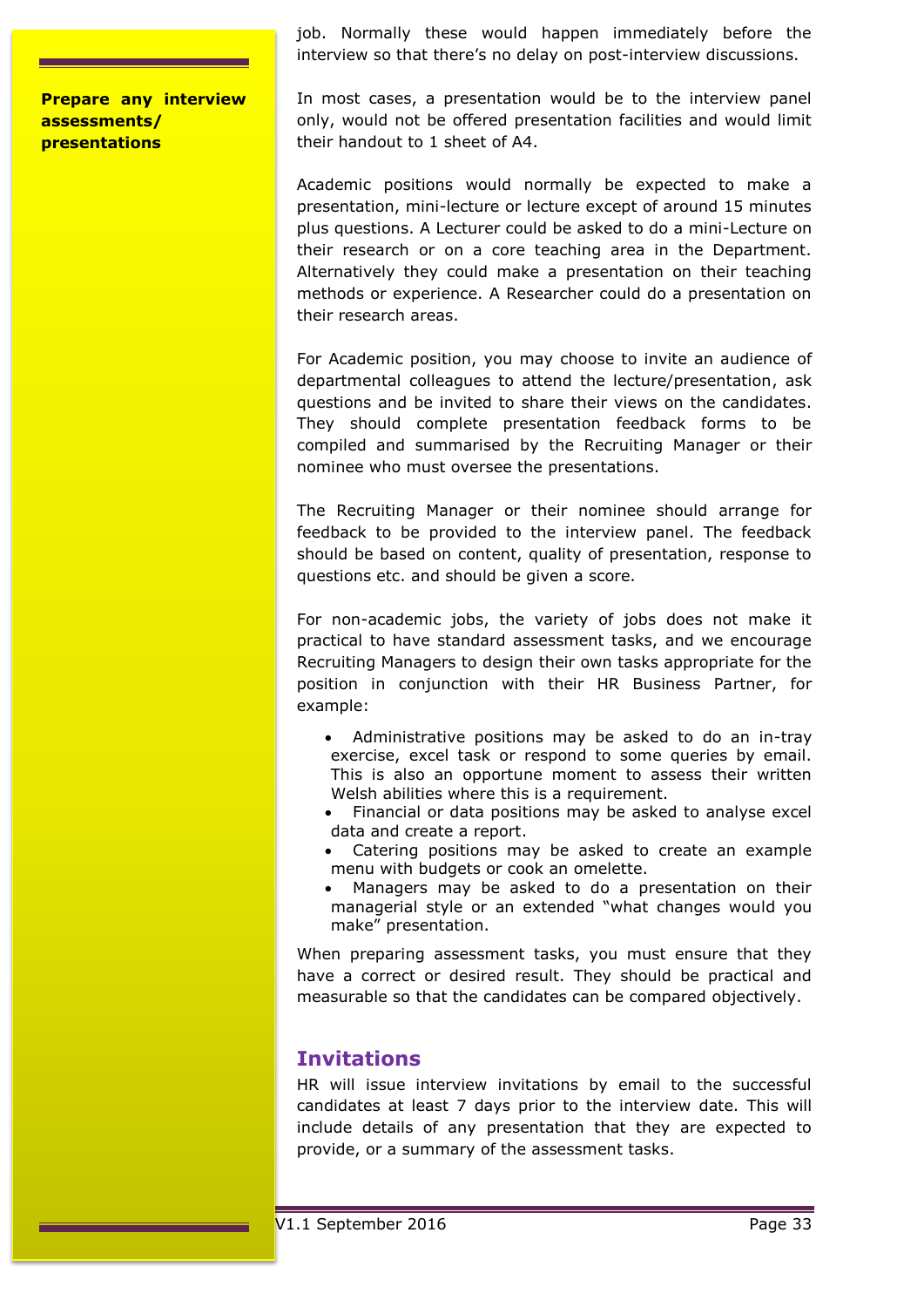**Prepare any interview assessments/ presentations**

job. Normally these would happen immediately before the interview so that there's no delay on post-interview discussions.

In most cases, a presentation would be to the interview panel only, would not be offered presentation facilities and would limit their handout to 1 sheet of A4.

Academic positions would normally be expected to make a presentation, mini-lecture or lecture except of around 15 minutes plus questions. A Lecturer could be asked to do a mini-Lecture on their research or on a core teaching area in the Department. Alternatively they could make a presentation on their teaching methods or experience. A Researcher could do a presentation on their research areas.

For Academic position, you may choose to invite an audience of departmental colleagues to attend the lecture/presentation, ask questions and be invited to share their views on the candidates. They should complete presentation feedback forms to be compiled and summarised by the Recruiting Manager or their nominee who must oversee the presentations.

The Recruiting Manager or their nominee should arrange for feedback to be provided to the interview panel. The feedback should be based on content, quality of presentation, response to questions etc. and should be given a score.

For non-academic jobs, the variety of jobs does not make it practical to have standard assessment tasks, and we encourage Recruiting Managers to design their own tasks appropriate for the position in conjunction with their HR Business Partner, for example:

- Administrative positions may be asked to do an in-tray exercise, excel task or respond to some queries by email. This is also an opportune moment to assess their written Welsh abilities where this is a requirement.
- Financial or data positions may be asked to analyse excel data and create a report.
- Catering positions may be asked to create an example menu with budgets or cook an omelette.
- Managers may be asked to do a presentation on their managerial style or an extended "what changes would you make" presentation.

When preparing assessment tasks, you must ensure that they have a correct or desired result. They should be practical and measurable so that the candidates can be compared objectively.

## Invitations

HR will issue interview invitations by email to the successful candidates at least 7 days prior to the interview date. This will include details of any presentation that they are expected to provide, or a summary of the assessment tasks.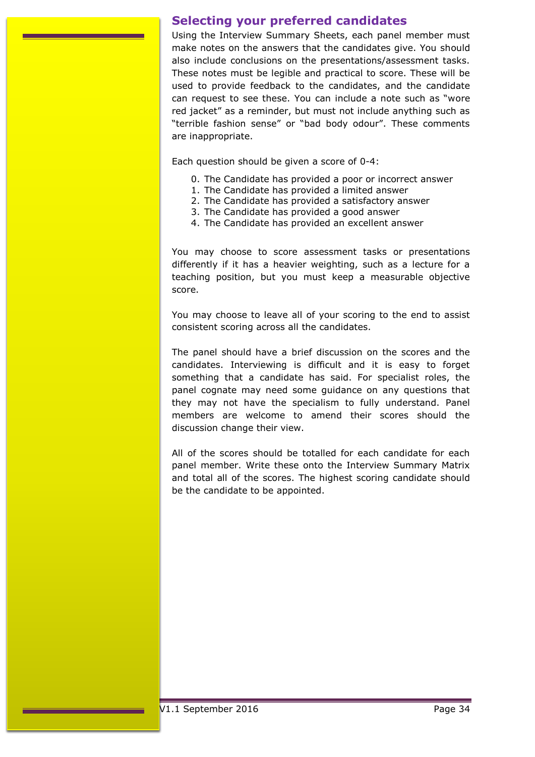## Selecting your preferred candidates

Using the Interview Summary Sheets, each panel member must make notes on the answers that the candidates give. You should also include conclusions on the presentations/assessment tasks. These notes must be legible and practical to score. These will be used to provide feedback to the candidates, and the candidate can request to see these. You can include a note such as "wore red jacket" as a reminder, but must not include anything such as "terrible fashion sense" or "bad body odour". These comments are inappropriate.

Each question should be given a score of 0-4:

0. The Candidate has provided a poor or incorrect answer
1. The Candidate has provided a limited answer
2. The Candidate has provided a satisfactory answer
3. The Candidate has provided a good answer
4. The Candidate has provided an excellent answer

You may choose to score assessment tasks or presentations differently if it has a heavier weighting, such as a lecture for a teaching position, but you must keep a measurable objective score.

You may choose to leave all of your scoring to the end to assist consistent scoring across all the candidates.

The panel should have a brief discussion on the scores and the candidates. Interviewing is difficult and it is easy to forget something that a candidate has said. For specialist roles, the panel cognate may need some guidance on any questions that they may not have the specialism to fully understand. Panel members are welcome to amend their scores should the discussion change their view.

All of the scores should be totalled for each candidate for each panel member. Write these onto the Interview Summary Matrix and total all of the scores. The highest scoring candidate should be the candidate to be appointed.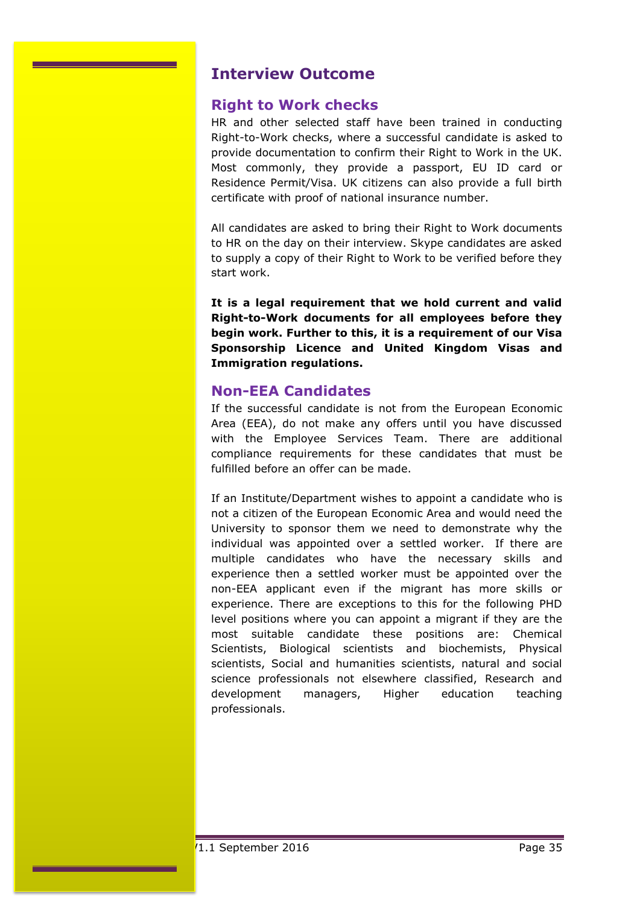# Interview Outcome

## Right to Work checks

HR and other selected staff have been trained in conducting Right-to-Work checks, where a successful candidate is asked to provide documentation to confirm their Right to Work in the UK. Most commonly, they provide a passport, EU ID card or Residence Permit/Visa. UK citizens can also provide a full birth certificate with proof of national insurance number.

All candidates are asked to bring their Right to Work documents to HR on the day on their interview. Skype candidates are asked to supply a copy of their Right to Work to be verified before they start work.

**It is a legal requirement that we hold current and valid Right-to-Work documents for all employees before they begin work. Further to this, it is a requirement of our Visa Sponsorship Licence and United Kingdom Visas and Immigration regulations.**

## Non-EEA Candidates

If the successful candidate is not from the European Economic Area (EEA), do not make any offers until you have discussed with the Employee Services Team. There are additional compliance requirements for these candidates that must be fulfilled before an offer can be made.

If an Institute/Department wishes to appoint a candidate who is not a citizen of the European Economic Area and would need the University to sponsor them we need to demonstrate why the individual was appointed over a settled worker. If there are multiple candidates who have the necessary skills and experience then a settled worker must be appointed over the non-EEA applicant even if the migrant has more skills or experience. There are exceptions to this for the following PHD level positions where you can appoint a migrant if they are the most suitable candidate these positions are: Chemical Scientists, Biological scientists and biochemists, Physical scientists, Social and humanities scientists, natural and social science professionals not elsewhere classified, Research and development managers, Higher education teaching professionals.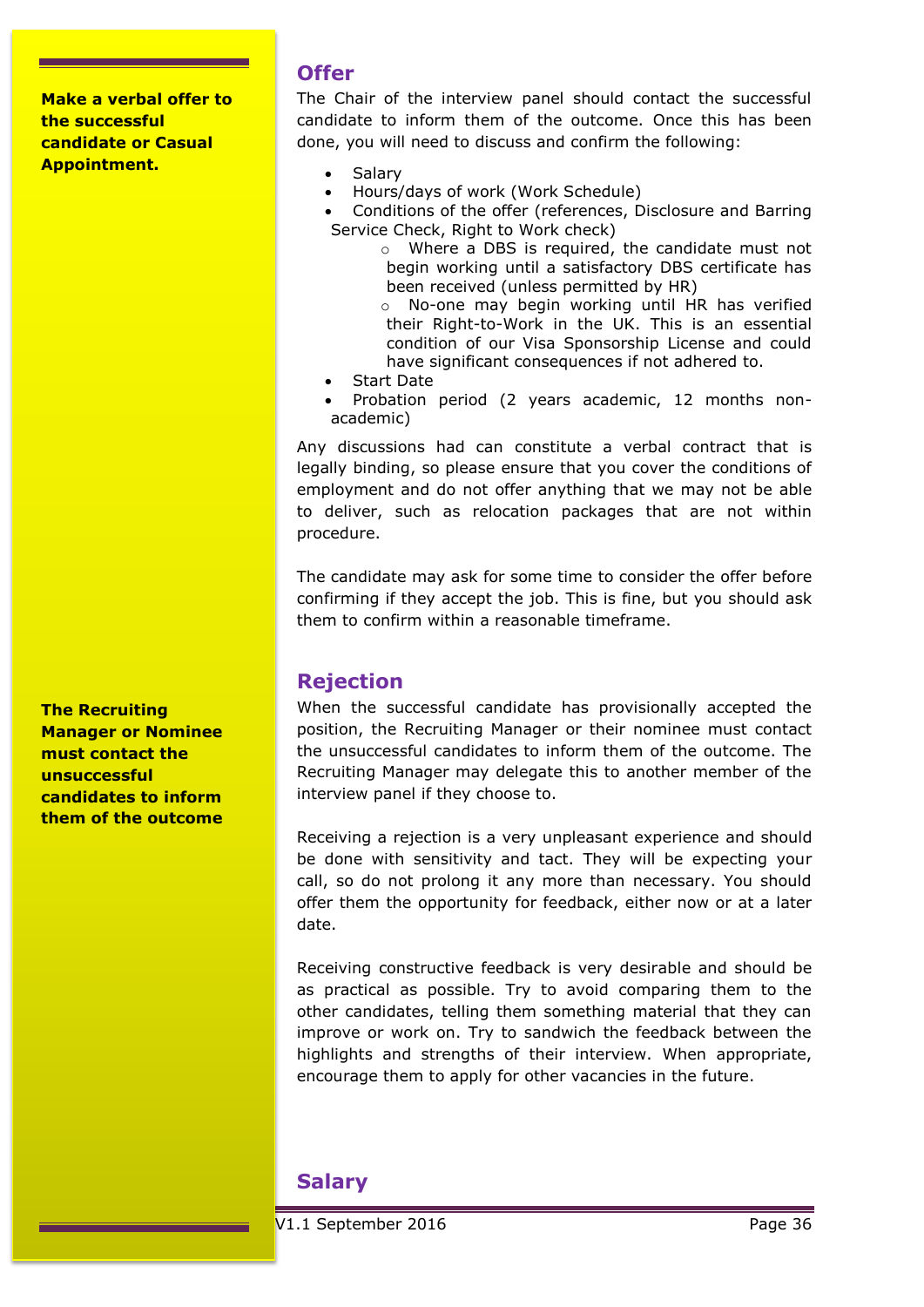**Make a verbal offer to the successful candidate or Casual Appointment.**

## Offer

The Chair of the interview panel should contact the successful candidate to inform them of the outcome. Once this has been done, you will need to discuss and confirm the following:

- Salary
- Hours/days of work (Work Schedule)
- Conditions of the offer (references, Disclosure and Barring Service Check, Right to Work check)
  - Where a DBS is required, the candidate must not begin working until a satisfactory DBS certificate has been received (unless permitted by HR)
  - No-one may begin working until HR has verified their Right-to-Work in the UK. This is an essential condition of our Visa Sponsorship License and could have significant consequences if not adhered to.
- Start Date
- Probation period (2 years academic, 12 months non-academic)

Any discussions had can constitute a verbal contract that is legally binding, so please ensure that you cover the conditions of employment and do not offer anything that we may not be able to deliver, such as relocation packages that are not within procedure.

The candidate may ask for some time to consider the offer before confirming if they accept the job. This is fine, but you should ask them to confirm within a reasonable timeframe.

**The Recruiting Manager or Nominee must contact the unsuccessful candidates to inform them of the outcome**

## Rejection

When the successful candidate has provisionally accepted the position, the Recruiting Manager or their nominee must contact the unsuccessful candidates to inform them of the outcome. The Recruiting Manager may delegate this to another member of the interview panel if they choose to.

Receiving a rejection is a very unpleasant experience and should be done with sensitivity and tact. They will be expecting your call, so do not prolong it any more than necessary. You should offer them the opportunity for feedback, either now or at a later date.

Receiving constructive feedback is very desirable and should be as practical as possible. Try to avoid comparing them to the other candidates, telling them something material that they can improve or work on. Try to sandwich the feedback between the highlights and strengths of their interview. When appropriate, encourage them to apply for other vacancies in the future.

## Salary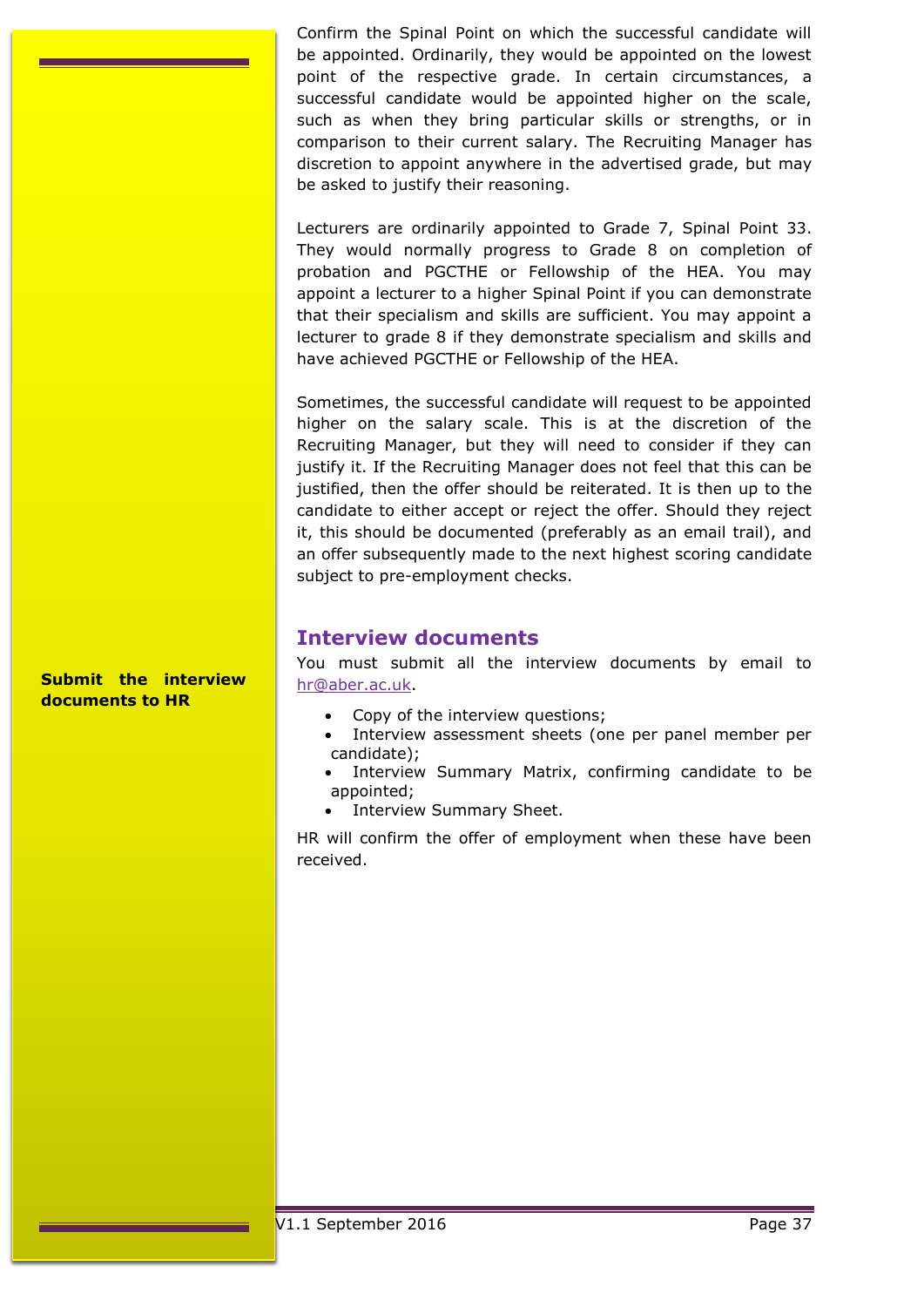Confirm the Spinal Point on which the successful candidate will be appointed. Ordinarily, they would be appointed on the lowest point of the respective grade. In certain circumstances, a successful candidate would be appointed higher on the scale, such as when they bring particular skills or strengths, or in comparison to their current salary. The Recruiting Manager has discretion to appoint anywhere in the advertised grade, but may be asked to justify their reasoning.

Lecturers are ordinarily appointed to Grade 7, Spinal Point 33. They would normally progress to Grade 8 on completion of probation and PGCTHE or Fellowship of the HEA. You may appoint a lecturer to a higher Spinal Point if you can demonstrate that their specialism and skills are sufficient. You may appoint a lecturer to grade 8 if they demonstrate specialism and skills and have achieved PGCTHE or Fellowship of the HEA.

Sometimes, the successful candidate will request to be appointed higher on the salary scale. This is at the discretion of the Recruiting Manager, but they will need to consider if they can justify it. If the Recruiting Manager does not feel that this can be justified, then the offer should be reiterated. It is then up to the candidate to either accept or reject the offer. Should they reject it, this should be documented (preferably as an email trail), and an offer subsequently made to the next highest scoring candidate subject to pre-employment checks.

## Interview documents

**Submit the interview documents to HR**

You must submit all the interview documents by email to hr@aber.ac.uk.

- Copy of the interview questions;
- Interview assessment sheets (one per panel member per candidate);
- Interview Summary Matrix, confirming candidate to be appointed;
- Interview Summary Sheet.

HR will confirm the offer of employment when these have been received.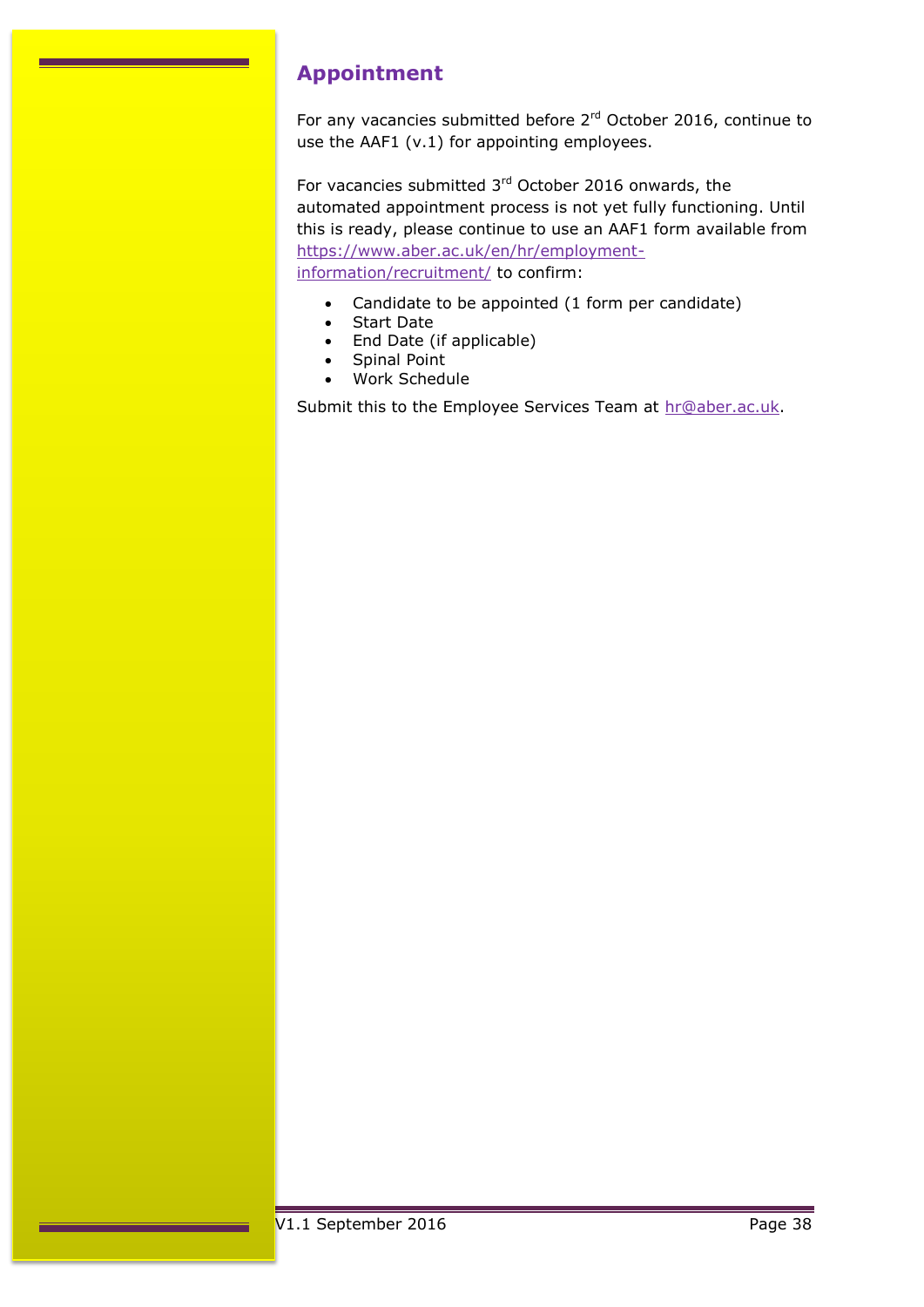## Appointment

For any vacancies submitted before 2rd October 2016, continue to use the AAF1 (v.1) for appointing employees.

For vacancies submitted 3rd October 2016 onwards, the automated appointment process is not yet fully functioning. Until this is ready, please continue to use an AAF1 form available from [https://www.aber.ac.uk/en/hr/employment-information/recruitment/](https://www.aber.ac.uk/en/hr/employment-information/recruitment/) to confirm:

- Candidate to be appointed (1 form per candidate)
- Start Date
- End Date (if applicable)
- Spinal Point
- Work Schedule

Submit this to the Employee Services Team at [hr@aber.ac.uk](mailto:hr@aber.ac.uk).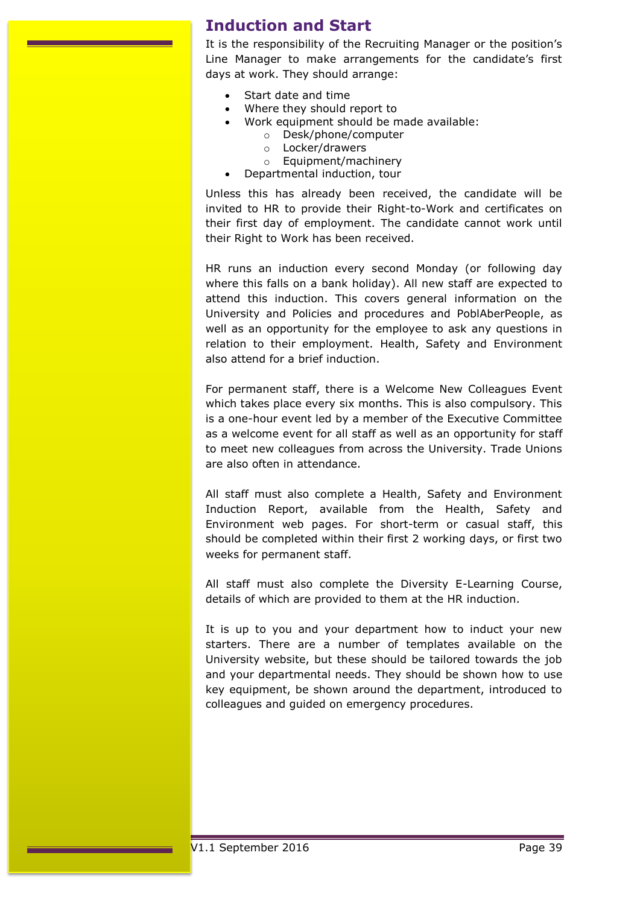## Induction and Start

It is the responsibility of the Recruiting Manager or the position's Line Manager to make arrangements for the candidate's first days at work. They should arrange:

- Start date and time
- Where they should report to
- Work equipment should be made available:
  - Desk/phone/computer
  - Locker/drawers
  - Equipment/machinery
- Departmental induction, tour

Unless this has already been received, the candidate will be invited to HR to provide their Right-to-Work and certificates on their first day of employment. The candidate cannot work until their Right to Work has been received.

HR runs an induction every second Monday (or following day where this falls on a bank holiday). All new staff are expected to attend this induction. This covers general information on the University and Policies and procedures and PoblAberPeople, as well as an opportunity for the employee to ask any questions in relation to their employment. Health, Safety and Environment also attend for a brief induction.

For permanent staff, there is a Welcome New Colleagues Event which takes place every six months. This is also compulsory. This is a one-hour event led by a member of the Executive Committee as a welcome event for all staff as well as an opportunity for staff to meet new colleagues from across the University. Trade Unions are also often in attendance.

All staff must also complete a Health, Safety and Environment Induction Report, available from the Health, Safety and Environment web pages. For short-term or casual staff, this should be completed within their first 2 working days, or first two weeks for permanent staff.

All staff must also complete the Diversity E-Learning Course, details of which are provided to them at the HR induction.

It is up to you and your department how to induct your new starters. There are a number of templates available on the University website, but these should be tailored towards the job and your departmental needs. They should be shown how to use key equipment, be shown around the department, introduced to colleagues and guided on emergency procedures.